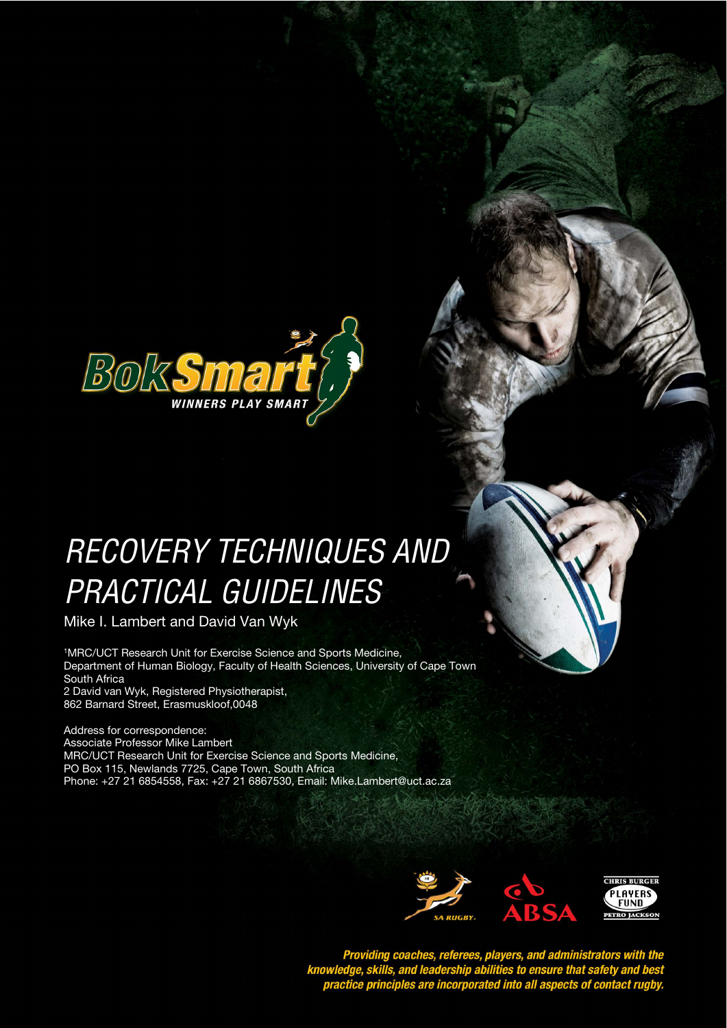BokSmart

WINNERS PLAY SMART

# RECOVERY TECHNIQUES AND PRACTICAL GUIDELINES

Mike I. Lambert and David Van Wyk

[1]MRC/UCT Research Unit for Exercise Science and Sports Medicine,
Department of Human Biology, Faculty of Health Sciences, University of Cape Town
South Africa
2 David van Wyk, Registered Physiotherapist,
862 Barnard Street, Erasmuskloof,0048

Address for correspondence:
Associate Professor Mike Lambert
MRC/UCT Research Unit for Exercise Science and Sports Medicine,
PO Box 115, Newlands 7725, Cape Town, South Africa
Phone: +27 21 6854558, Fax: +27 21 6867530, Email: Mike.Lambert@uct.ac.za

SA RUGBY. ABSA. CHRIS BURGER PLAYERS FUND PETRO JACKSON

*Providing coaches, referees, players, and administrators with the knowledge, skills, and leadership abilities to ensure that safety and best practice principles are incorporated into all aspects of contact rugby.*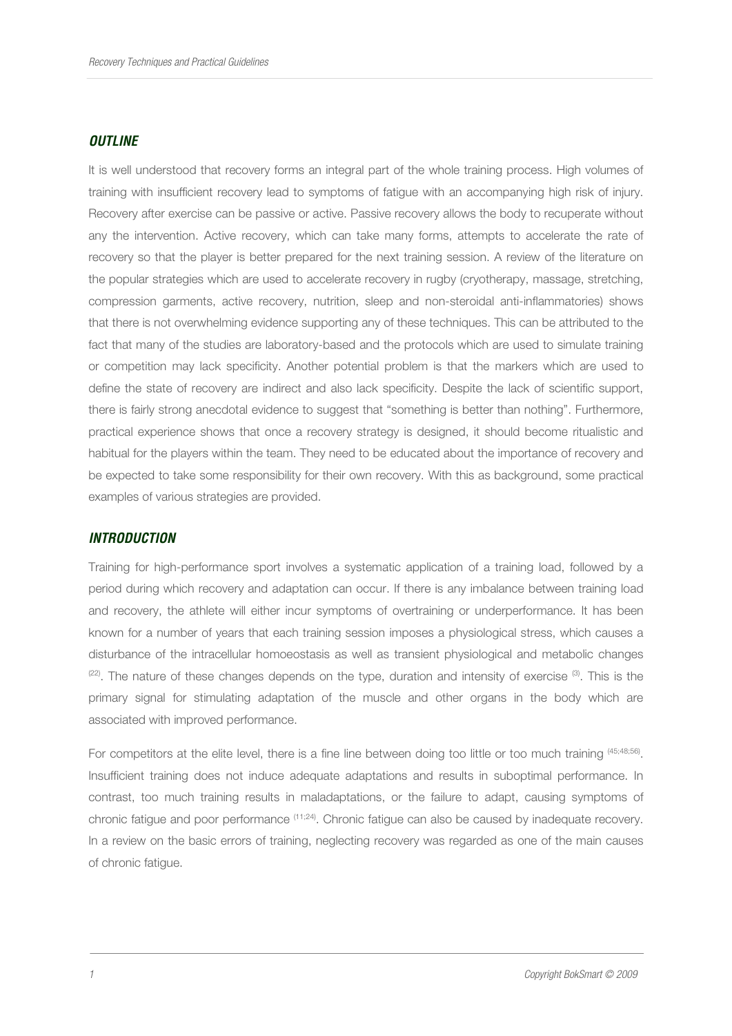## OUTLINE

It is well understood that recovery forms an integral part of the whole training process. High volumes of training with insufficient recovery lead to symptoms of fatigue with an accompanying high risk of injury. Recovery after exercise can be passive or active. Passive recovery allows the body to recuperate without any the intervention. Active recovery, which can take many forms, attempts to accelerate the rate of recovery so that the player is better prepared for the next training session. A review of the literature on the popular strategies which are used to accelerate recovery in rugby (cryotherapy, massage, stretching, compression garments, active recovery, nutrition, sleep and non-steroidal anti-inflammatories) shows that there is not overwhelming evidence supporting any of these techniques. This can be attributed to the fact that many of the studies are laboratory-based and the protocols which are used to simulate training or competition may lack specificity. Another potential problem is that the markers which are used to define the state of recovery are indirect and also lack specificity. Despite the lack of scientific support, there is fairly strong anecdotal evidence to suggest that "something is better than nothing". Furthermore, practical experience shows that once a recovery strategy is designed, it should become ritualistic and habitual for the players within the team. They need to be educated about the importance of recovery and be expected to take some responsibility for their own recovery. With this as background, some practical examples of various strategies are provided.

## INTRODUCTION

Training for high-performance sport involves a systematic application of a training load, followed by a period during which recovery and adaptation can occur. If there is any imbalance between training load and recovery, the athlete will either incur symptoms of overtraining or underperformance. It has been known for a number of years that each training session imposes a physiological stress, which causes a disturbance of the intracellular homoeostasis as well as transient physiological and metabolic changes [22]. The nature of these changes depends on the type, duration and intensity of exercise [3]. This is the primary signal for stimulating adaptation of the muscle and other organs in the body which are associated with improved performance.

For competitors at the elite level, there is a fine line between doing too little or too much training [45;48;56]. Insufficient training does not induce adequate adaptations and results in suboptimal performance. In contrast, too much training results in maladaptations, or the failure to adapt, causing symptoms of chronic fatigue and poor performance [11;24]. Chronic fatigue can also be caused by inadequate recovery. In a review on the basic errors of training, neglecting recovery was regarded as one of the main causes of chronic fatigue.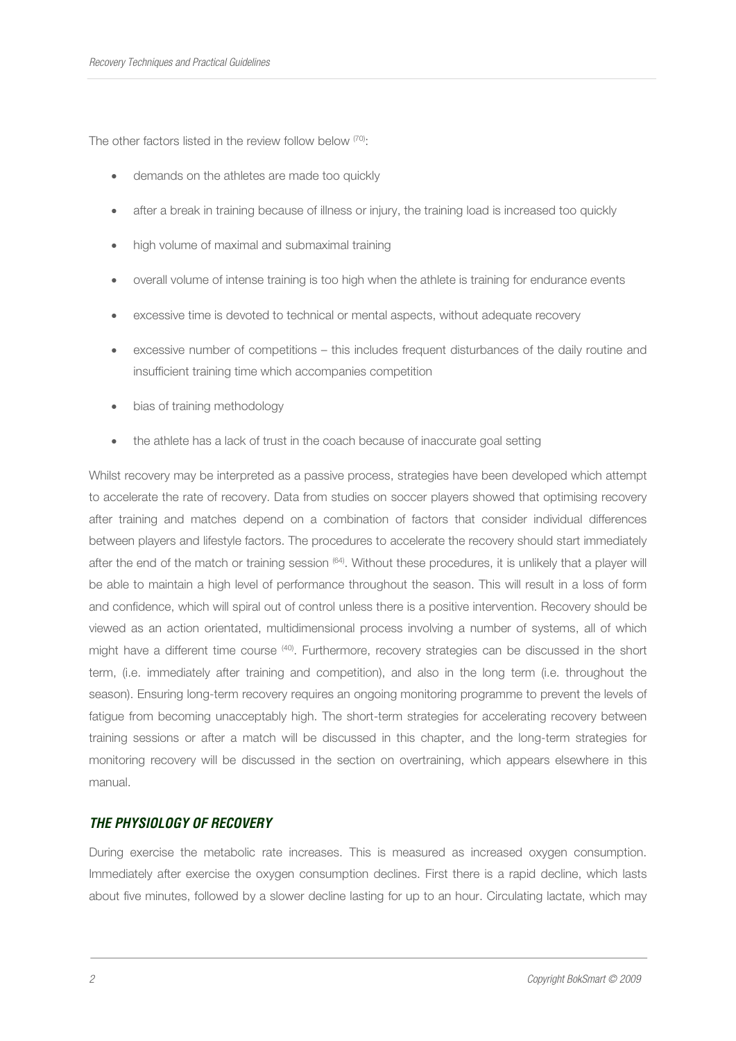The other factors listed in the review follow below [70]:

- demands on the athletes are made too quickly
- after a break in training because of illness or injury, the training load is increased too quickly
- high volume of maximal and submaximal training
- overall volume of intense training is too high when the athlete is training for endurance events
- excessive time is devoted to technical or mental aspects, without adequate recovery
- excessive number of competitions – this includes frequent disturbances of the daily routine and insufficient training time which accompanies competition
- bias of training methodology
- the athlete has a lack of trust in the coach because of inaccurate goal setting

Whilst recovery may be interpreted as a passive process, strategies have been developed which attempt to accelerate the rate of recovery. Data from studies on soccer players showed that optimising recovery after training and matches depend on a combination of factors that consider individual differences between players and lifestyle factors. The procedures to accelerate the recovery should start immediately after the end of the match or training session [64]. Without these procedures, it is unlikely that a player will be able to maintain a high level of performance throughout the season. This will result in a loss of form and confidence, which will spiral out of control unless there is a positive intervention. Recovery should be viewed as an action orientated, multidimensional process involving a number of systems, all of which might have a different time course [40]. Furthermore, recovery strategies can be discussed in the short term, (i.e. immediately after training and competition), and also in the long term (i.e. throughout the season). Ensuring long-term recovery requires an ongoing monitoring programme to prevent the levels of fatigue from becoming unacceptably high. The short-term strategies for accelerating recovery between training sessions or after a match will be discussed in this chapter, and the long-term strategies for monitoring recovery will be discussed in the section on overtraining, which appears elsewhere in this manual.

## ***THE PHYSIOLOGY OF RECOVERY***

During exercise the metabolic rate increases. This is measured as increased oxygen consumption. Immediately after exercise the oxygen consumption declines. First there is a rapid decline, which lasts about five minutes, followed by a slower decline lasting for up to an hour. Circulating lactate, which may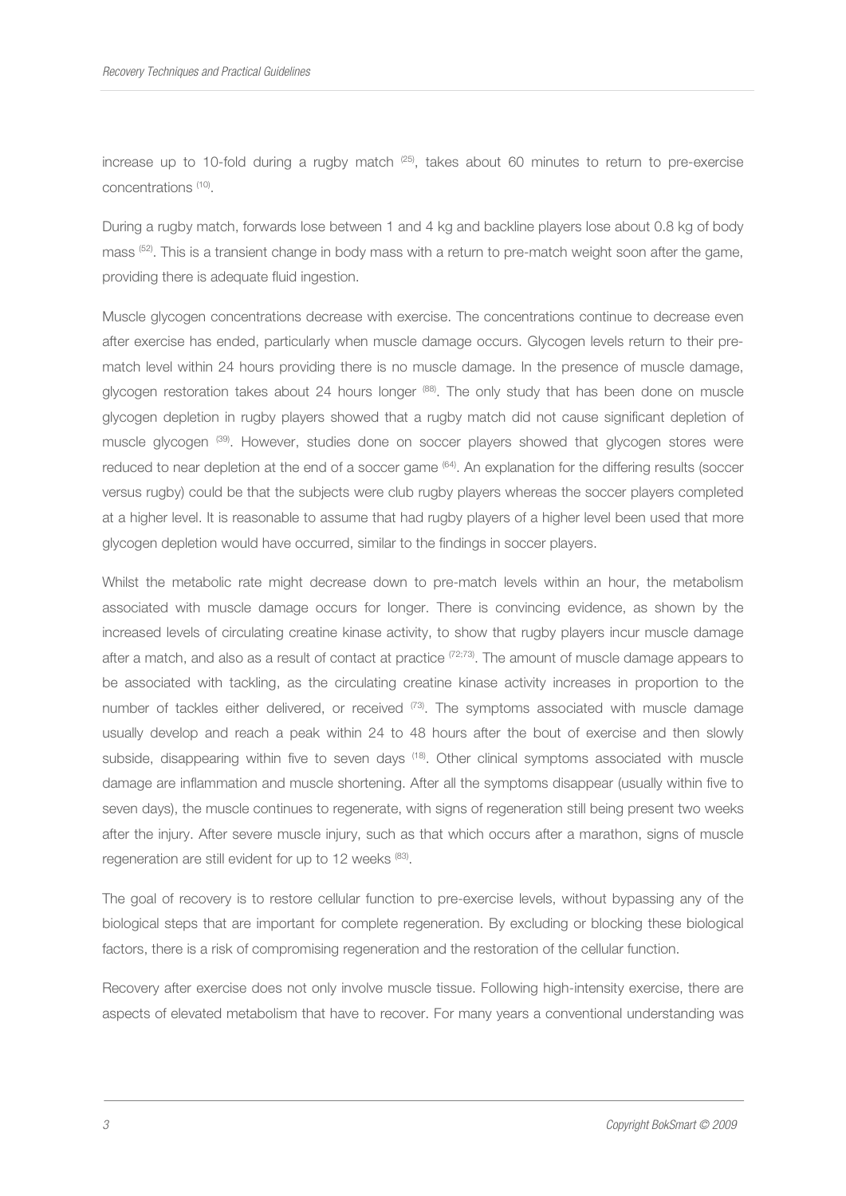increase up to 10-fold during a rugby match [25], takes about 60 minutes to return to pre-exercise concentrations [10].

During a rugby match, forwards lose between 1 and 4 kg and backline players lose about 0.8 kg of body mass [52]. This is a transient change in body mass with a return to pre-match weight soon after the game, providing there is adequate fluid ingestion.

Muscle glycogen concentrations decrease with exercise. The concentrations continue to decrease even after exercise has ended, particularly when muscle damage occurs. Glycogen levels return to their pre-match level within 24 hours providing there is no muscle damage. In the presence of muscle damage, glycogen restoration takes about 24 hours longer [88]. The only study that has been done on muscle glycogen depletion in rugby players showed that a rugby match did not cause significant depletion of muscle glycogen [39]. However, studies done on soccer players showed that glycogen stores were reduced to near depletion at the end of a soccer game [64]. An explanation for the differing results (soccer versus rugby) could be that the subjects were club rugby players whereas the soccer players completed at a higher level. It is reasonable to assume that had rugby players of a higher level been used that more glycogen depletion would have occurred, similar to the findings in soccer players.

Whilst the metabolic rate might decrease down to pre-match levels within an hour, the metabolism associated with muscle damage occurs for longer. There is convincing evidence, as shown by the increased levels of circulating creatine kinase activity, to show that rugby players incur muscle damage after a match, and also as a result of contact at practice [72;73]. The amount of muscle damage appears to be associated with tackling, as the circulating creatine kinase activity increases in proportion to the number of tackles either delivered, or received [73]. The symptoms associated with muscle damage usually develop and reach a peak within 24 to 48 hours after the bout of exercise and then slowly subside, disappearing within five to seven days [18]. Other clinical symptoms associated with muscle damage are inflammation and muscle shortening. After all the symptoms disappear (usually within five to seven days), the muscle continues to regenerate, with signs of regeneration still being present two weeks after the injury. After severe muscle injury, such as that which occurs after a marathon, signs of muscle regeneration are still evident for up to 12 weeks [83].

The goal of recovery is to restore cellular function to pre-exercise levels, without bypassing any of the biological steps that are important for complete regeneration. By excluding or blocking these biological factors, there is a risk of compromising regeneration and the restoration of the cellular function.

Recovery after exercise does not only involve muscle tissue. Following high-intensity exercise, there are aspects of elevated metabolism that have to recover. For many years a conventional understanding was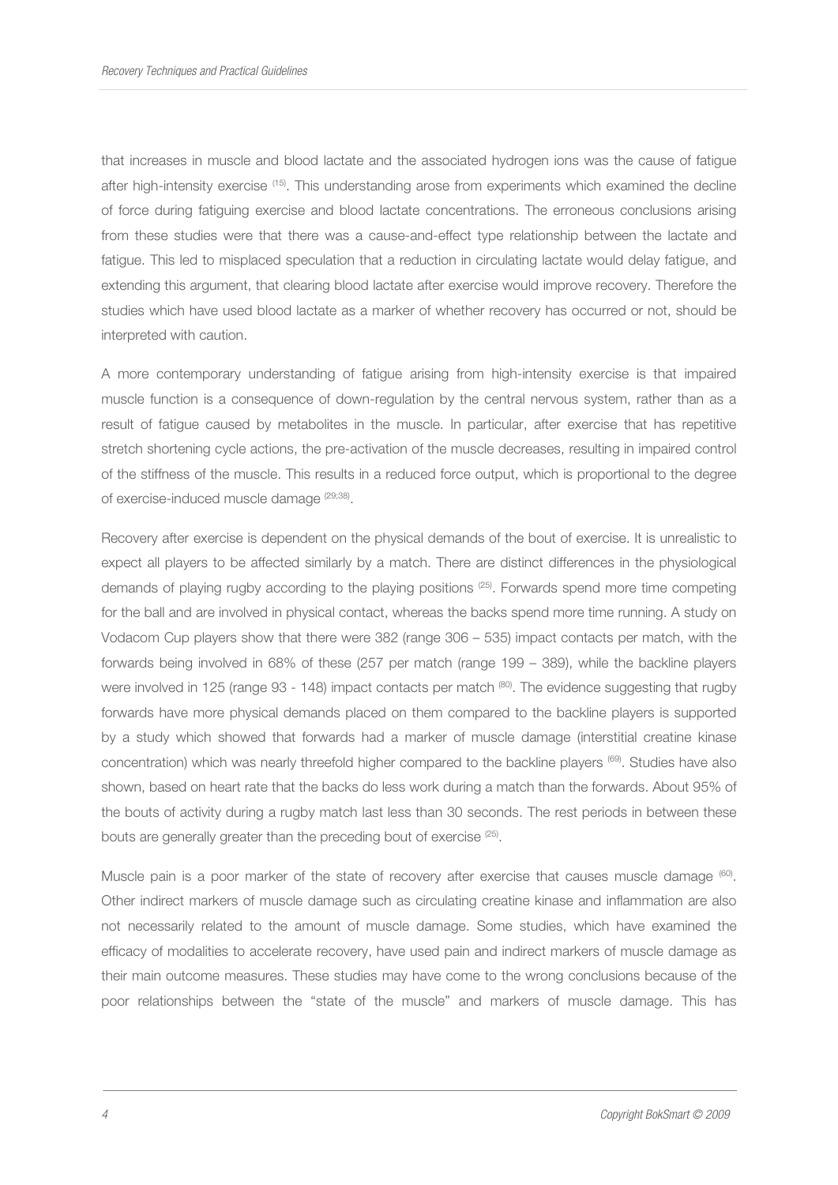that increases in muscle and blood lactate and the associated hydrogen ions was the cause of fatigue after high-intensity exercise [15]. This understanding arose from experiments which examined the decline of force during fatiguing exercise and blood lactate concentrations. The erroneous conclusions arising from these studies were that there was a cause-and-effect type relationship between the lactate and fatigue. This led to misplaced speculation that a reduction in circulating lactate would delay fatigue, and extending this argument, that clearing blood lactate after exercise would improve recovery. Therefore the studies which have used blood lactate as a marker of whether recovery has occurred or not, should be interpreted with caution.

A more contemporary understanding of fatigue arising from high-intensity exercise is that impaired muscle function is a consequence of down-regulation by the central nervous system, rather than as a result of fatigue caused by metabolites in the muscle. In particular, after exercise that has repetitive stretch shortening cycle actions, the pre-activation of the muscle decreases, resulting in impaired control of the stiffness of the muscle. This results in a reduced force output, which is proportional to the degree of exercise-induced muscle damage [29;38].

Recovery after exercise is dependent on the physical demands of the bout of exercise. It is unrealistic to expect all players to be affected similarly by a match. There are distinct differences in the physiological demands of playing rugby according to the playing positions [25]. Forwards spend more time competing for the ball and are involved in physical contact, whereas the backs spend more time running. A study on Vodacom Cup players show that there were 382 (range 306 – 535) impact contacts per match, with the forwards being involved in 68% of these (257 per match (range 199 – 389), while the backline players were involved in 125 (range 93 - 148) impact contacts per match [80]. The evidence suggesting that rugby forwards have more physical demands placed on them compared to the backline players is supported by a study which showed that forwards had a marker of muscle damage (interstitial creatine kinase concentration) which was nearly threefold higher compared to the backline players [69]. Studies have also shown, based on heart rate that the backs do less work during a match than the forwards. About 95% of the bouts of activity during a rugby match last less than 30 seconds. The rest periods in between these bouts are generally greater than the preceding bout of exercise [25].

Muscle pain is a poor marker of the state of recovery after exercise that causes muscle damage [60]. Other indirect markers of muscle damage such as circulating creatine kinase and inflammation are also not necessarily related to the amount of muscle damage. Some studies, which have examined the efficacy of modalities to accelerate recovery, have used pain and indirect markers of muscle damage as their main outcome measures. These studies may have come to the wrong conclusions because of the poor relationships between the "state of the muscle" and markers of muscle damage. This has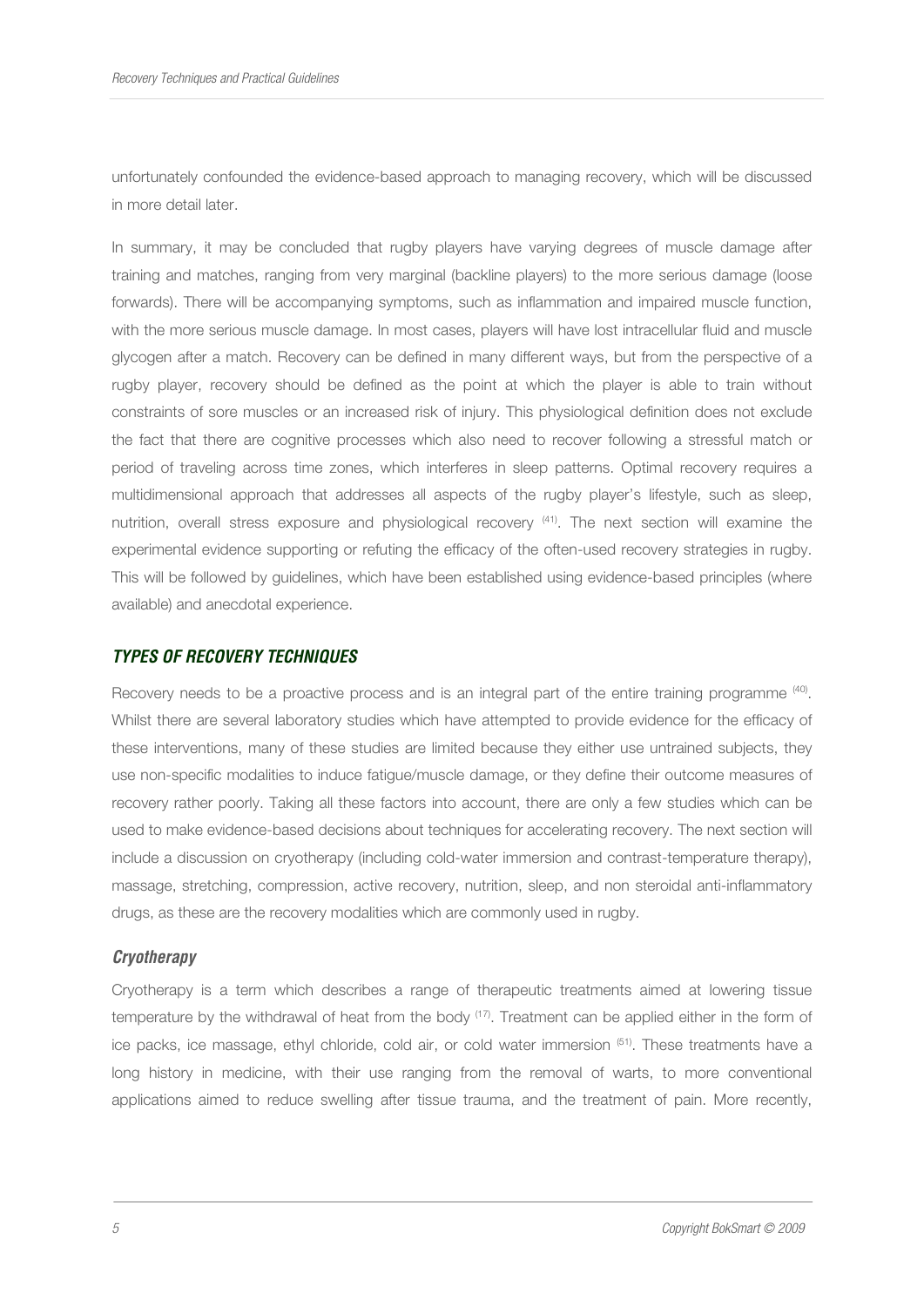unfortunately confounded the evidence-based approach to managing recovery, which will be discussed in more detail later.

In summary, it may be concluded that rugby players have varying degrees of muscle damage after training and matches, ranging from very marginal (backline players) to the more serious damage (loose forwards). There will be accompanying symptoms, such as inflammation and impaired muscle function, with the more serious muscle damage. In most cases, players will have lost intracellular fluid and muscle glycogen after a match. Recovery can be defined in many different ways, but from the perspective of a rugby player, recovery should be defined as the point at which the player is able to train without constraints of sore muscles or an increased risk of injury. This physiological definition does not exclude the fact that there are cognitive processes which also need to recover following a stressful match or period of traveling across time zones, which interferes in sleep patterns. Optimal recovery requires a multidimensional approach that addresses all aspects of the rugby player's lifestyle, such as sleep, nutrition, overall stress exposure and physiological recovery [41]. The next section will examine the experimental evidence supporting or refuting the efficacy of the often-used recovery strategies in rugby. This will be followed by guidelines, which have been established using evidence-based principles (where available) and anecdotal experience.

## *TYPES OF RECOVERY TECHNIQUES*

Recovery needs to be a proactive process and is an integral part of the entire training programme [40]. Whilst there are several laboratory studies which have attempted to provide evidence for the efficacy of these interventions, many of these studies are limited because they either use untrained subjects, they use non-specific modalities to induce fatigue/muscle damage, or they define their outcome measures of recovery rather poorly. Taking all these factors into account, there are only a few studies which can be used to make evidence-based decisions about techniques for accelerating recovery. The next section will include a discussion on cryotherapy (including cold-water immersion and contrast-temperature therapy), massage, stretching, compression, active recovery, nutrition, sleep, and non steroidal anti-inflammatory drugs, as these are the recovery modalities which are commonly used in rugby.

### *Cryotherapy*

Cryotherapy is a term which describes a range of therapeutic treatments aimed at lowering tissue temperature by the withdrawal of heat from the body [17]. Treatment can be applied either in the form of ice packs, ice massage, ethyl chloride, cold air, or cold water immersion [51]. These treatments have a long history in medicine, with their use ranging from the removal of warts, to more conventional applications aimed to reduce swelling after tissue trauma, and the treatment of pain. More recently,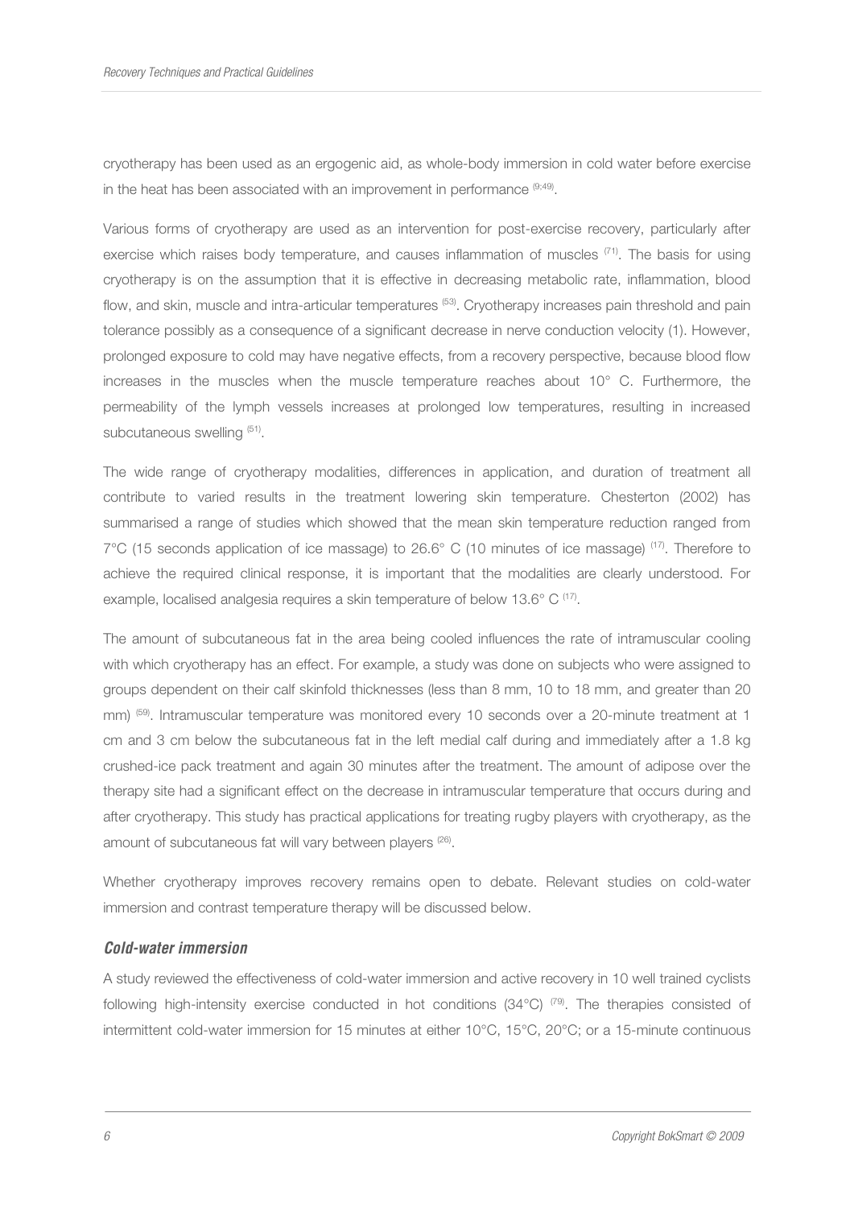cryotherapy has been used as an ergogenic aid, as whole-body immersion in cold water before exercise in the heat has been associated with an improvement in performance [9;49].

Various forms of cryotherapy are used as an intervention for post-exercise recovery, particularly after exercise which raises body temperature, and causes inflammation of muscles [71]. The basis for using cryotherapy is on the assumption that it is effective in decreasing metabolic rate, inflammation, blood flow, and skin, muscle and intra-articular temperatures [53]. Cryotherapy increases pain threshold and pain tolerance possibly as a consequence of a significant decrease in nerve conduction velocity (1). However, prolonged exposure to cold may have negative effects, from a recovery perspective, because blood flow increases in the muscles when the muscle temperature reaches about 10° C. Furthermore, the permeability of the lymph vessels increases at prolonged low temperatures, resulting in increased subcutaneous swelling [51].

The wide range of cryotherapy modalities, differences in application, and duration of treatment all contribute to varied results in the treatment lowering skin temperature. Chesterton (2002) has summarised a range of studies which showed that the mean skin temperature reduction ranged from 7°C (15 seconds application of ice massage) to 26.6° C (10 minutes of ice massage) [17]. Therefore to achieve the required clinical response, it is important that the modalities are clearly understood. For example, localised analgesia requires a skin temperature of below 13.6° C [17].

The amount of subcutaneous fat in the area being cooled influences the rate of intramuscular cooling with which cryotherapy has an effect. For example, a study was done on subjects who were assigned to groups dependent on their calf skinfold thicknesses (less than 8 mm, 10 to 18 mm, and greater than 20 mm) [59]. Intramuscular temperature was monitored every 10 seconds over a 20-minute treatment at 1 cm and 3 cm below the subcutaneous fat in the left medial calf during and immediately after a 1.8 kg crushed-ice pack treatment and again 30 minutes after the treatment. The amount of adipose over the therapy site had a significant effect on the decrease in intramuscular temperature that occurs during and after cryotherapy. This study has practical applications for treating rugby players with cryotherapy, as the amount of subcutaneous fat will vary between players [26].

Whether cryotherapy improves recovery remains open to debate. Relevant studies on cold-water immersion and contrast temperature therapy will be discussed below.

### *Cold-water immersion*

A study reviewed the effectiveness of cold-water immersion and active recovery in 10 well trained cyclists following high-intensity exercise conducted in hot conditions (34°C) [79]. The therapies consisted of intermittent cold-water immersion for 15 minutes at either 10°C, 15°C, 20°C; or a 15-minute continuous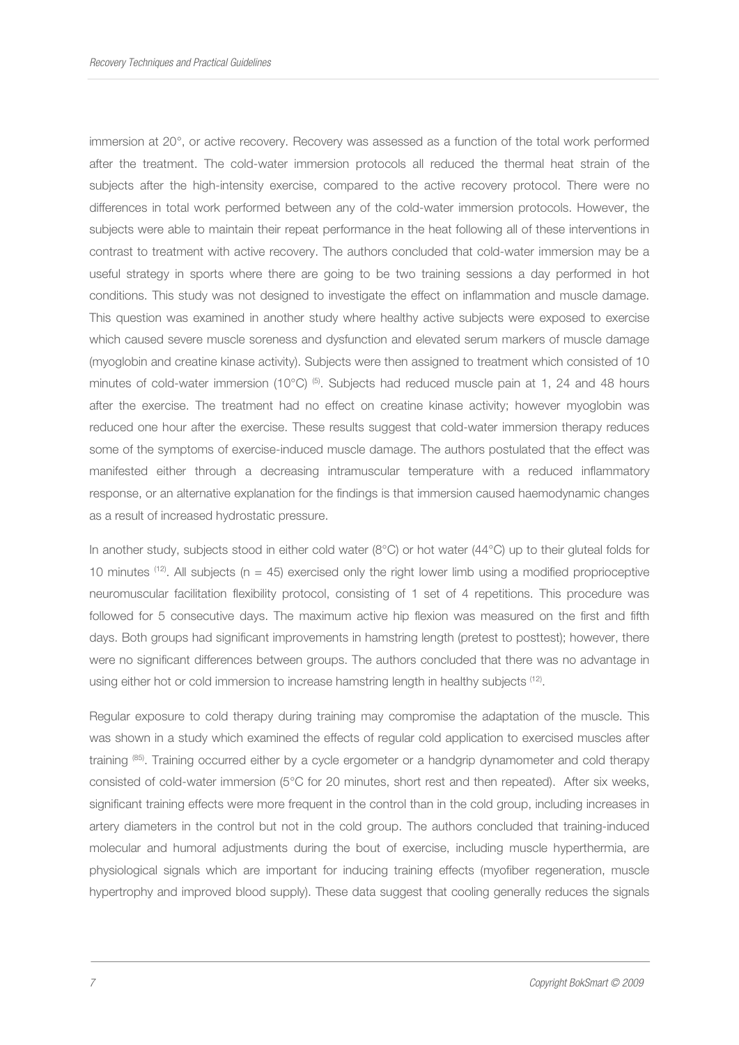immersion at 20°, or active recovery. Recovery was assessed as a function of the total work performed after the treatment. The cold-water immersion protocols all reduced the thermal heat strain of the subjects after the high-intensity exercise, compared to the active recovery protocol. There were no differences in total work performed between any of the cold-water immersion protocols. However, the subjects were able to maintain their repeat performance in the heat following all of these interventions in contrast to treatment with active recovery. The authors concluded that cold-water immersion may be a useful strategy in sports where there are going to be two training sessions a day performed in hot conditions. This study was not designed to investigate the effect on inflammation and muscle damage. This question was examined in another study where healthy active subjects were exposed to exercise which caused severe muscle soreness and dysfunction and elevated serum markers of muscle damage (myoglobin and creatine kinase activity). Subjects were then assigned to treatment which consisted of 10 minutes of cold-water immersion (10°C) [5]. Subjects had reduced muscle pain at 1, 24 and 48 hours after the exercise. The treatment had no effect on creatine kinase activity; however myoglobin was reduced one hour after the exercise. These results suggest that cold-water immersion therapy reduces some of the symptoms of exercise-induced muscle damage. The authors postulated that the effect was manifested either through a decreasing intramuscular temperature with a reduced inflammatory response, or an alternative explanation for the findings is that immersion caused haemodynamic changes as a result of increased hydrostatic pressure.

In another study, subjects stood in either cold water (8°C) or hot water (44°C) up to their gluteal folds for 10 minutes [12]. All subjects ($n = 45$) exercised only the right lower limb using a modified proprioceptive neuromuscular facilitation flexibility protocol, consisting of 1 set of 4 repetitions. This procedure was followed for 5 consecutive days. The maximum active hip flexion was measured on the first and fifth days. Both groups had significant improvements in hamstring length (pretest to posttest); however, there were no significant differences between groups. The authors concluded that there was no advantage in using either hot or cold immersion to increase hamstring length in healthy subjects [12].

Regular exposure to cold therapy during training may compromise the adaptation of the muscle. This was shown in a study which examined the effects of regular cold application to exercised muscles after training [85]. Training occurred either by a cycle ergometer or a handgrip dynamometer and cold therapy consisted of cold-water immersion (5°C for 20 minutes, short rest and then repeated). After six weeks, significant training effects were more frequent in the control than in the cold group, including increases in artery diameters in the control but not in the cold group. The authors concluded that training-induced molecular and humoral adjustments during the bout of exercise, including muscle hyperthermia, are physiological signals which are important for inducing training effects (myofiber regeneration, muscle hypertrophy and improved blood supply). These data suggest that cooling generally reduces the signals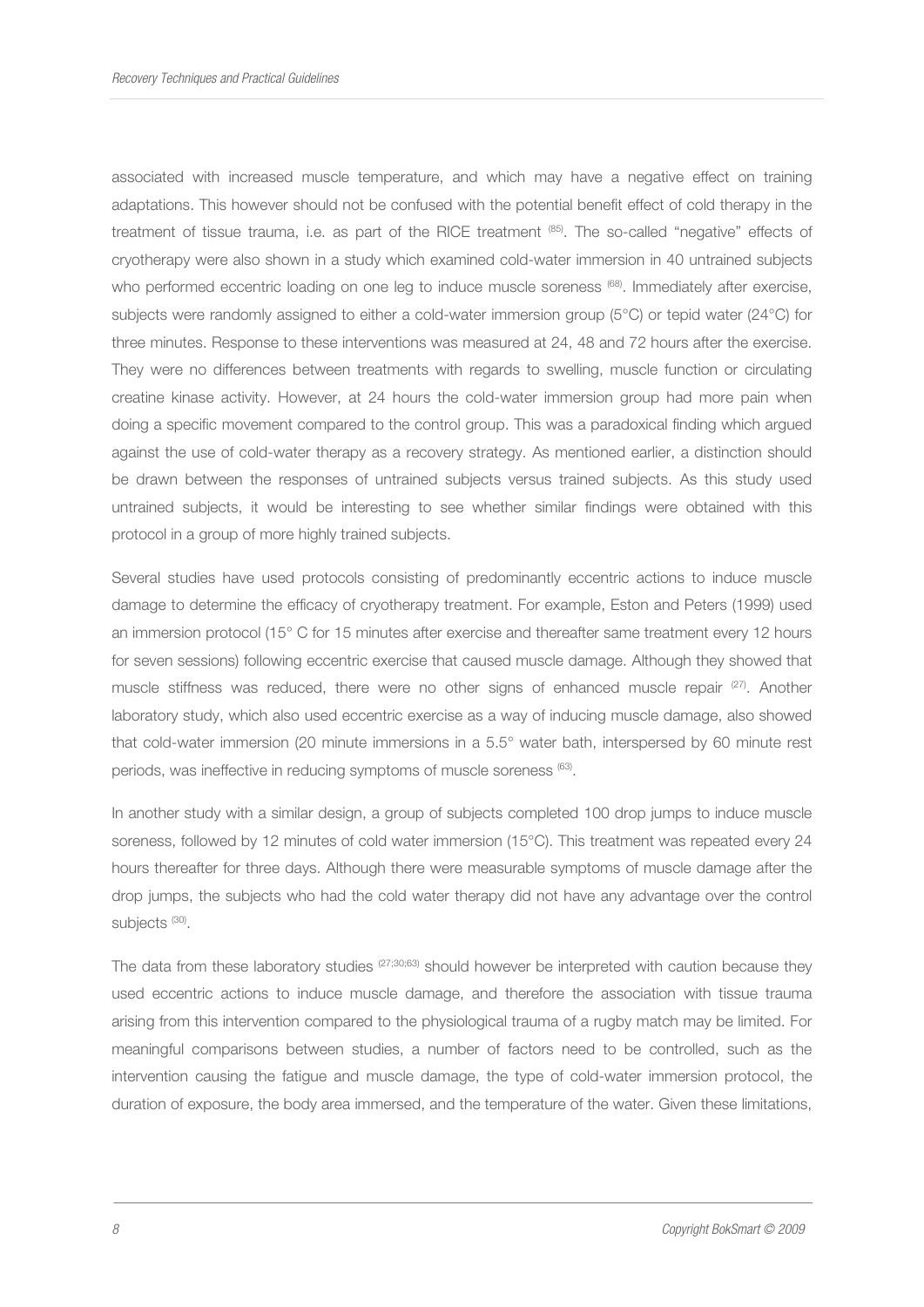associated with increased muscle temperature, and which may have a negative effect on training adaptations. This however should not be confused with the potential benefit effect of cold therapy in the treatment of tissue trauma, i.e. as part of the RICE treatment [85]. The so-called "negative" effects of cryotherapy were also shown in a study which examined cold-water immersion in 40 untrained subjects who performed eccentric loading on one leg to induce muscle soreness [68]. Immediately after exercise, subjects were randomly assigned to either a cold-water immersion group (5°C) or tepid water (24°C) for three minutes. Response to these interventions was measured at 24, 48 and 72 hours after the exercise. They were no differences between treatments with regards to swelling, muscle function or circulating creatine kinase activity. However, at 24 hours the cold-water immersion group had more pain when doing a specific movement compared to the control group. This was a paradoxical finding which argued against the use of cold-water therapy as a recovery strategy. As mentioned earlier, a distinction should be drawn between the responses of untrained subjects versus trained subjects. As this study used untrained subjects, it would be interesting to see whether similar findings were obtained with this protocol in a group of more highly trained subjects.

Several studies have used protocols consisting of predominantly eccentric actions to induce muscle damage to determine the efficacy of cryotherapy treatment. For example, Eston and Peters (1999) used an immersion protocol (15° C for 15 minutes after exercise and thereafter same treatment every 12 hours for seven sessions) following eccentric exercise that caused muscle damage. Although they showed that muscle stiffness was reduced, there were no other signs of enhanced muscle repair [27]. Another laboratory study, which also used eccentric exercise as a way of inducing muscle damage, also showed that cold-water immersion (20 minute immersions in a 5.5° water bath, interspersed by 60 minute rest periods, was ineffective in reducing symptoms of muscle soreness [63].

In another study with a similar design, a group of subjects completed 100 drop jumps to induce muscle soreness, followed by 12 minutes of cold water immersion (15°C). This treatment was repeated every 24 hours thereafter for three days. Although there were measurable symptoms of muscle damage after the drop jumps, the subjects who had the cold water therapy did not have any advantage over the control subjects [30].

The data from these laboratory studies [27;30;63] should however be interpreted with caution because they used eccentric actions to induce muscle damage, and therefore the association with tissue trauma arising from this intervention compared to the physiological trauma of a rugby match may be limited. For meaningful comparisons between studies, a number of factors need to be controlled, such as the intervention causing the fatigue and muscle damage, the type of cold-water immersion protocol, the duration of exposure, the body area immersed, and the temperature of the water. Given these limitations,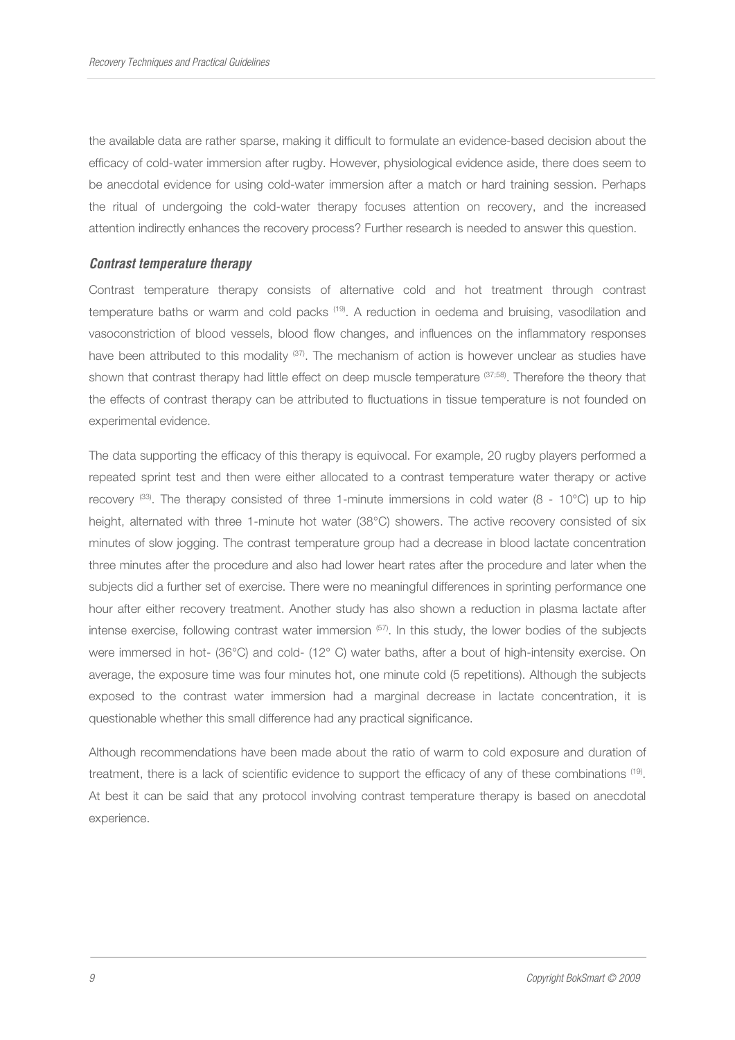the available data are rather sparse, making it difficult to formulate an evidence-based decision about the efficacy of cold-water immersion after rugby. However, physiological evidence aside, there does seem to be anecdotal evidence for using cold-water immersion after a match or hard training session. Perhaps the ritual of undergoing the cold-water therapy focuses attention on recovery, and the increased attention indirectly enhances the recovery process? Further research is needed to answer this question.

### *Contrast temperature therapy*

Contrast temperature therapy consists of alternative cold and hot treatment through contrast temperature baths or warm and cold packs [19]. A reduction in oedema and bruising, vasodilation and vasoconstriction of blood vessels, blood flow changes, and influences on the inflammatory responses have been attributed to this modality [37]. The mechanism of action is however unclear as studies have shown that contrast therapy had little effect on deep muscle temperature [37;58]. Therefore the theory that the effects of contrast therapy can be attributed to fluctuations in tissue temperature is not founded on experimental evidence.

The data supporting the efficacy of this therapy is equivocal. For example, 20 rugby players performed a repeated sprint test and then were either allocated to a contrast temperature water therapy or active recovery [33]. The therapy consisted of three 1-minute immersions in cold water (8 - 10°C) up to hip height, alternated with three 1-minute hot water (38°C) showers. The active recovery consisted of six minutes of slow jogging. The contrast temperature group had a decrease in blood lactate concentration three minutes after the procedure and also had lower heart rates after the procedure and later when the subjects did a further set of exercise. There were no meaningful differences in sprinting performance one hour after either recovery treatment. Another study has also shown a reduction in plasma lactate after intense exercise, following contrast water immersion [57]. In this study, the lower bodies of the subjects were immersed in hot- (36°C) and cold- (12° C) water baths, after a bout of high-intensity exercise. On average, the exposure time was four minutes hot, one minute cold (5 repetitions). Although the subjects exposed to the contrast water immersion had a marginal decrease in lactate concentration, it is questionable whether this small difference had any practical significance.

Although recommendations have been made about the ratio of warm to cold exposure and duration of treatment, there is a lack of scientific evidence to support the efficacy of any of these combinations [19]. At best it can be said that any protocol involving contrast temperature therapy is based on anecdotal experience.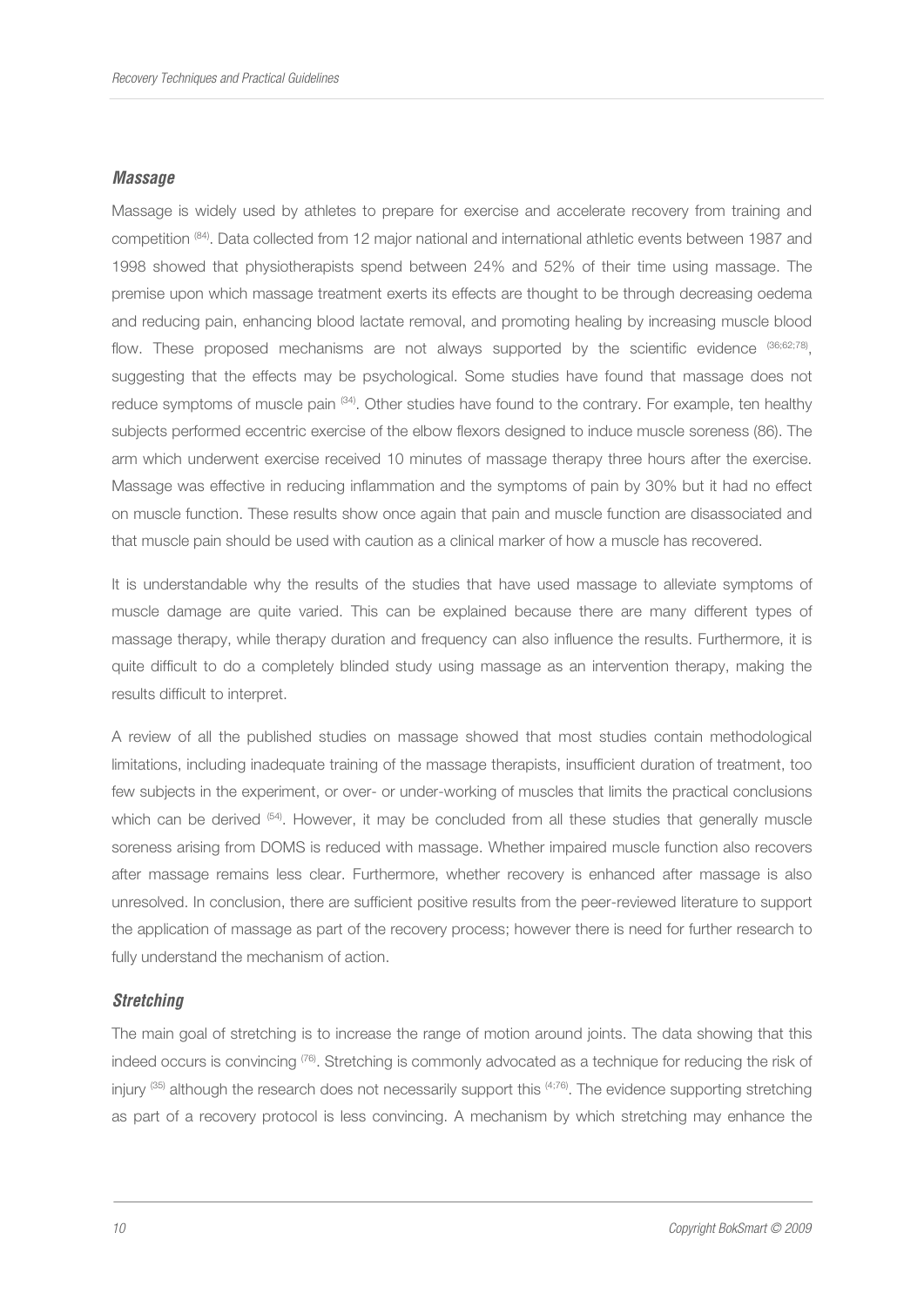### *Massage*

Massage is widely used by athletes to prepare for exercise and accelerate recovery from training and competition [84]. Data collected from 12 major national and international athletic events between 1987 and 1998 showed that physiotherapists spend between 24% and 52% of their time using massage. The premise upon which massage treatment exerts its effects are thought to be through decreasing oedema and reducing pain, enhancing blood lactate removal, and promoting healing by increasing muscle blood flow. These proposed mechanisms are not always supported by the scientific evidence [36;62;78], suggesting that the effects may be psychological. Some studies have found that massage does not reduce symptoms of muscle pain [34]. Other studies have found to the contrary. For example, ten healthy subjects performed eccentric exercise of the elbow flexors designed to induce muscle soreness (86). The arm which underwent exercise received 10 minutes of massage therapy three hours after the exercise. Massage was effective in reducing inflammation and the symptoms of pain by 30% but it had no effect on muscle function. These results show once again that pain and muscle function are disassociated and that muscle pain should be used with caution as a clinical marker of how a muscle has recovered.

It is understandable why the results of the studies that have used massage to alleviate symptoms of muscle damage are quite varied. This can be explained because there are many different types of massage therapy, while therapy duration and frequency can also influence the results. Furthermore, it is quite difficult to do a completely blinded study using massage as an intervention therapy, making the results difficult to interpret.

A review of all the published studies on massage showed that most studies contain methodological limitations, including inadequate training of the massage therapists, insufficient duration of treatment, too few subjects in the experiment, or over- or under-working of muscles that limits the practical conclusions which can be derived [54]. However, it may be concluded from all these studies that generally muscle soreness arising from DOMS is reduced with massage. Whether impaired muscle function also recovers after massage remains less clear. Furthermore, whether recovery is enhanced after massage is also unresolved. In conclusion, there are sufficient positive results from the peer-reviewed literature to support the application of massage as part of the recovery process; however there is need for further research to fully understand the mechanism of action.

### *Stretching*

The main goal of stretching is to increase the range of motion around joints. The data showing that this indeed occurs is convincing [76]. Stretching is commonly advocated as a technique for reducing the risk of injury [35] although the research does not necessarily support this [4;76]. The evidence supporting stretching as part of a recovery protocol is less convincing. A mechanism by which stretching may enhance the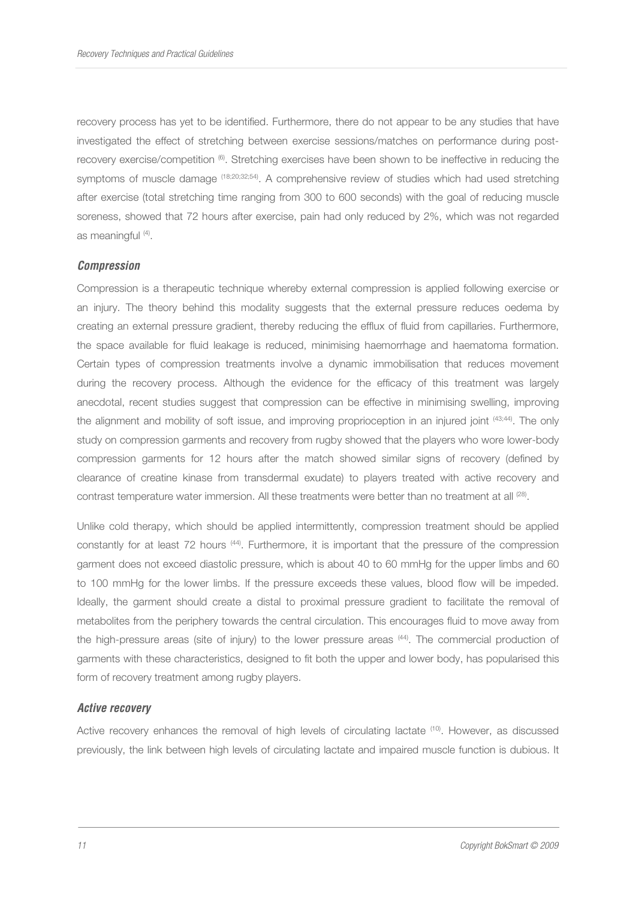recovery process has yet to be identified. Furthermore, there do not appear to be any studies that have investigated the effect of stretching between exercise sessions/matches on performance during post-recovery exercise/competition [6]. Stretching exercises have been shown to be ineffective in reducing the symptoms of muscle damage [18;20;32;54]. A comprehensive review of studies which had used stretching after exercise (total stretching time ranging from 300 to 600 seconds) with the goal of reducing muscle soreness, showed that 72 hours after exercise, pain had only reduced by 2%, which was not regarded as meaningful [4].

### *Compression*

Compression is a therapeutic technique whereby external compression is applied following exercise or an injury. The theory behind this modality suggests that the external pressure reduces oedema by creating an external pressure gradient, thereby reducing the efflux of fluid from capillaries. Furthermore, the space available for fluid leakage is reduced, minimising haemorrhage and haematoma formation. Certain types of compression treatments involve a dynamic immobilisation that reduces movement during the recovery process. Although the evidence for the efficacy of this treatment was largely anecdotal, recent studies suggest that compression can be effective in minimising swelling, improving the alignment and mobility of soft issue, and improving proprioception in an injured joint [43;44]. The only study on compression garments and recovery from rugby showed that the players who wore lower-body compression garments for 12 hours after the match showed similar signs of recovery (defined by clearance of creatine kinase from transdermal exudate) to players treated with active recovery and contrast temperature water immersion. All these treatments were better than no treatment at all [28].

Unlike cold therapy, which should be applied intermittently, compression treatment should be applied constantly for at least 72 hours [44]. Furthermore, it is important that the pressure of the compression garment does not exceed diastolic pressure, which is about 40 to 60 mmHg for the upper limbs and 60 to 100 mmHg for the lower limbs. If the pressure exceeds these values, blood flow will be impeded. Ideally, the garment should create a distal to proximal pressure gradient to facilitate the removal of metabolites from the periphery towards the central circulation. This encourages fluid to move away from the high-pressure areas (site of injury) to the lower pressure areas [44]. The commercial production of garments with these characteristics, designed to fit both the upper and lower body, has popularised this form of recovery treatment among rugby players.

### *Active recovery*

Active recovery enhances the removal of high levels of circulating lactate [10]. However, as discussed previously, the link between high levels of circulating lactate and impaired muscle function is dubious. It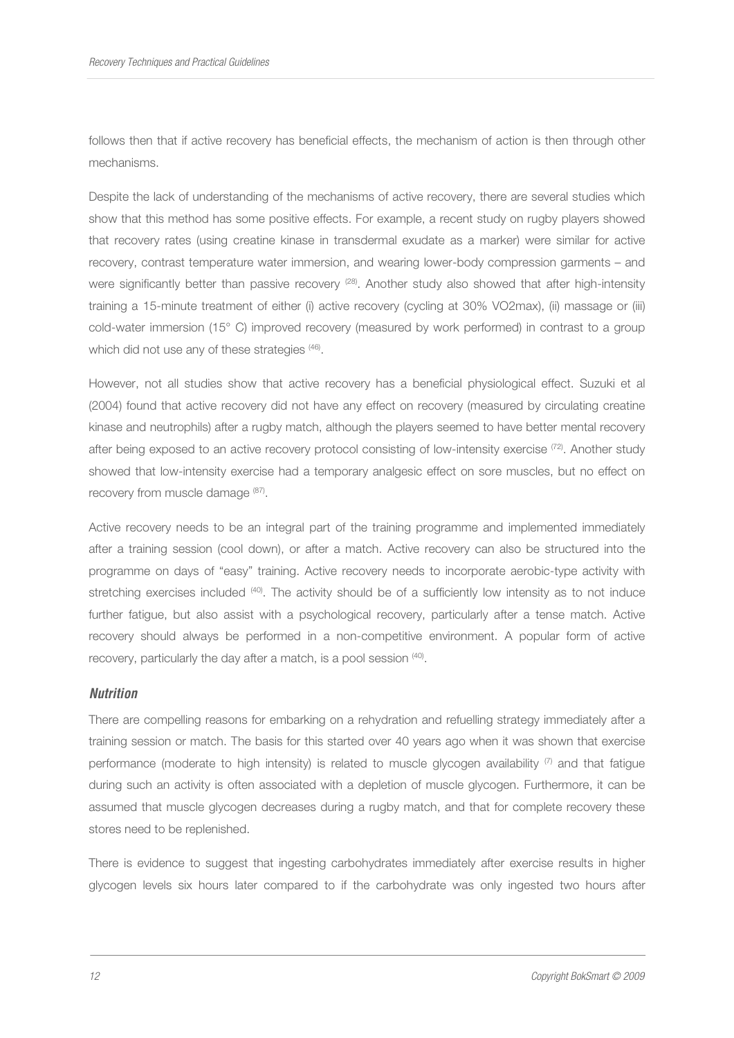follows then that if active recovery has beneficial effects, the mechanism of action is then through other mechanisms.

Despite the lack of understanding of the mechanisms of active recovery, there are several studies which show that this method has some positive effects. For example, a recent study on rugby players showed that recovery rates (using creatine kinase in transdermal exudate as a marker) were similar for active recovery, contrast temperature water immersion, and wearing lower-body compression garments – and were significantly better than passive recovery [28]. Another study also showed that after high-intensity training a 15-minute treatment of either (i) active recovery (cycling at 30% VO2max), (ii) massage or (iii) cold-water immersion (15° C) improved recovery (measured by work performed) in contrast to a group which did not use any of these strategies [46].

However, not all studies show that active recovery has a beneficial physiological effect. Suzuki et al (2004) found that active recovery did not have any effect on recovery (measured by circulating creatine kinase and neutrophils) after a rugby match, although the players seemed to have better mental recovery after being exposed to an active recovery protocol consisting of low-intensity exercise [72]. Another study showed that low-intensity exercise had a temporary analgesic effect on sore muscles, but no effect on recovery from muscle damage [87].

Active recovery needs to be an integral part of the training programme and implemented immediately after a training session (cool down), or after a match. Active recovery can also be structured into the programme on days of "easy" training. Active recovery needs to incorporate aerobic-type activity with stretching exercises included [40]. The activity should be of a sufficiently low intensity as to not induce further fatigue, but also assist with a psychological recovery, particularly after a tense match. Active recovery should always be performed in a non-competitive environment. A popular form of active recovery, particularly the day after a match, is a pool session [40].

### *Nutrition*

There are compelling reasons for embarking on a rehydration and refuelling strategy immediately after a training session or match. The basis for this started over 40 years ago when it was shown that exercise performance (moderate to high intensity) is related to muscle glycogen availability [7] and that fatigue during such an activity is often associated with a depletion of muscle glycogen. Furthermore, it can be assumed that muscle glycogen decreases during a rugby match, and that for complete recovery these stores need to be replenished.

There is evidence to suggest that ingesting carbohydrates immediately after exercise results in higher glycogen levels six hours later compared to if the carbohydrate was only ingested two hours after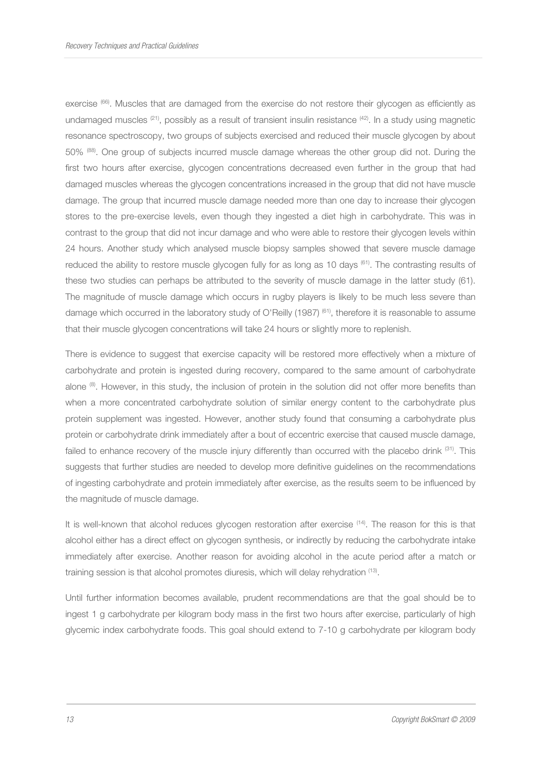exercise [66]. Muscles that are damaged from the exercise do not restore their glycogen as efficiently as undamaged muscles [21], possibly as a result of transient insulin resistance [42]. In a study using magnetic resonance spectroscopy, two groups of subjects exercised and reduced their muscle glycogen by about 50% [88]. One group of subjects incurred muscle damage whereas the other group did not. During the first two hours after exercise, glycogen concentrations decreased even further in the group that had damaged muscles whereas the glycogen concentrations increased in the group that did not have muscle damage. The group that incurred muscle damage needed more than one day to increase their glycogen stores to the pre-exercise levels, even though they ingested a diet high in carbohydrate. This was in contrast to the group that did not incur damage and who were able to restore their glycogen levels within 24 hours. Another study which analysed muscle biopsy samples showed that severe muscle damage reduced the ability to restore muscle glycogen fully for as long as 10 days [61]. The contrasting results of these two studies can perhaps be attributed to the severity of muscle damage in the latter study (61). The magnitude of muscle damage which occurs in rugby players is likely to be much less severe than damage which occurred in the laboratory study of O'Reilly (1987) [61], therefore it is reasonable to assume that their muscle glycogen concentrations will take 24 hours or slightly more to replenish.

There is evidence to suggest that exercise capacity will be restored more effectively when a mixture of carbohydrate and protein is ingested during recovery, compared to the same amount of carbohydrate alone [8]. However, in this study, the inclusion of protein in the solution did not offer more benefits than when a more concentrated carbohydrate solution of similar energy content to the carbohydrate plus protein supplement was ingested. However, another study found that consuming a carbohydrate plus protein or carbohydrate drink immediately after a bout of eccentric exercise that caused muscle damage, failed to enhance recovery of the muscle injury differently than occurred with the placebo drink [31]. This suggests that further studies are needed to develop more definitive guidelines on the recommendations of ingesting carbohydrate and protein immediately after exercise, as the results seem to be influenced by the magnitude of muscle damage.

It is well-known that alcohol reduces glycogen restoration after exercise [14]. The reason for this is that alcohol either has a direct effect on glycogen synthesis, or indirectly by reducing the carbohydrate intake immediately after exercise. Another reason for avoiding alcohol in the acute period after a match or training session is that alcohol promotes diuresis, which will delay rehydration [13].

Until further information becomes available, prudent recommendations are that the goal should be to ingest 1 g carbohydrate per kilogram body mass in the first two hours after exercise, particularly of high glycemic index carbohydrate foods. This goal should extend to 7-10 g carbohydrate per kilogram body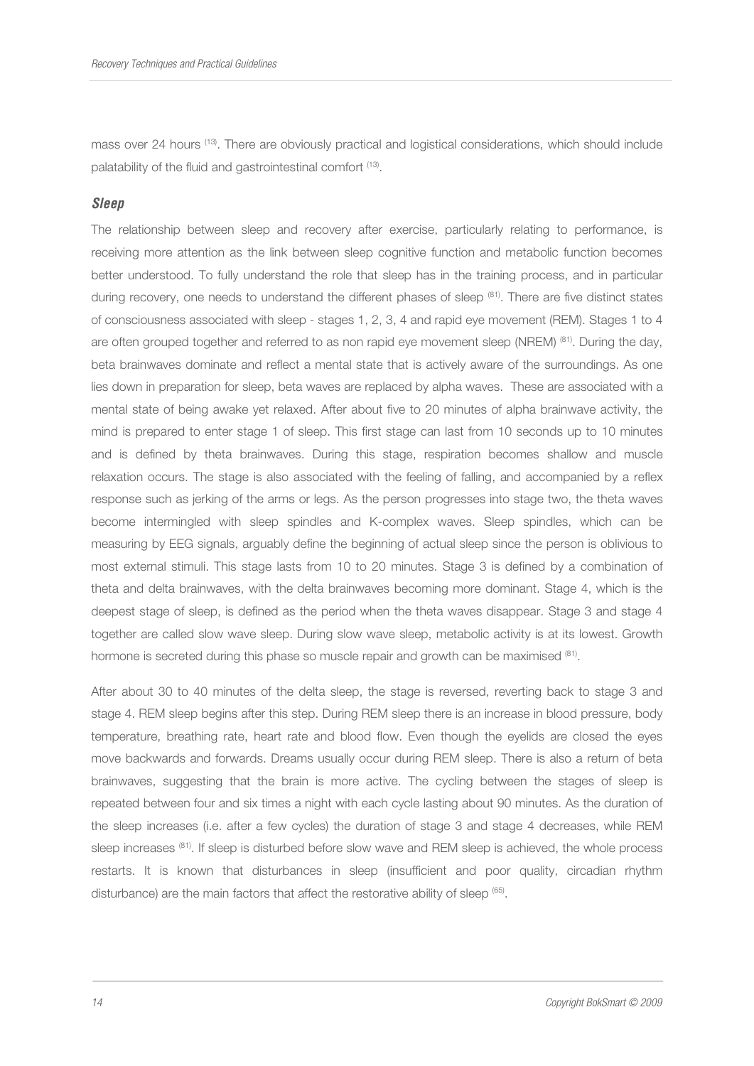mass over 24 hours [13]. There are obviously practical and logistical considerations, which should include palatability of the fluid and gastrointestinal comfort [13].

### *Sleep*

The relationship between sleep and recovery after exercise, particularly relating to performance, is receiving more attention as the link between sleep cognitive function and metabolic function becomes better understood. To fully understand the role that sleep has in the training process, and in particular during recovery, one needs to understand the different phases of sleep [81]. There are five distinct states of consciousness associated with sleep - stages 1, 2, 3, 4 and rapid eye movement (REM). Stages 1 to 4 are often grouped together and referred to as non rapid eye movement sleep (NREM) [81]. During the day, beta brainwaves dominate and reflect a mental state that is actively aware of the surroundings. As one lies down in preparation for sleep, beta waves are replaced by alpha waves. These are associated with a mental state of being awake yet relaxed. After about five to 20 minutes of alpha brainwave activity, the mind is prepared to enter stage 1 of sleep. This first stage can last from 10 seconds up to 10 minutes and is defined by theta brainwaves. During this stage, respiration becomes shallow and muscle relaxation occurs. The stage is also associated with the feeling of falling, and accompanied by a reflex response such as jerking of the arms or legs. As the person progresses into stage two, the theta waves become intermingled with sleep spindles and K-complex waves. Sleep spindles, which can be measuring by EEG signals, arguably define the beginning of actual sleep since the person is oblivious to most external stimuli. This stage lasts from 10 to 20 minutes. Stage 3 is defined by a combination of theta and delta brainwaves, with the delta brainwaves becoming more dominant. Stage 4, which is the deepest stage of sleep, is defined as the period when the theta waves disappear. Stage 3 and stage 4 together are called slow wave sleep. During slow wave sleep, metabolic activity is at its lowest. Growth hormone is secreted during this phase so muscle repair and growth can be maximised [81].

After about 30 to 40 minutes of the delta sleep, the stage is reversed, reverting back to stage 3 and stage 4. REM sleep begins after this step. During REM sleep there is an increase in blood pressure, body temperature, breathing rate, heart rate and blood flow. Even though the eyelids are closed the eyes move backwards and forwards. Dreams usually occur during REM sleep. There is also a return of beta brainwaves, suggesting that the brain is more active. The cycling between the stages of sleep is repeated between four and six times a night with each cycle lasting about 90 minutes. As the duration of the sleep increases (i.e. after a few cycles) the duration of stage 3 and stage 4 decreases, while REM sleep increases [81]. If sleep is disturbed before slow wave and REM sleep is achieved, the whole process restarts. It is known that disturbances in sleep (insufficient and poor quality, circadian rhythm disturbance) are the main factors that affect the restorative ability of sleep [65].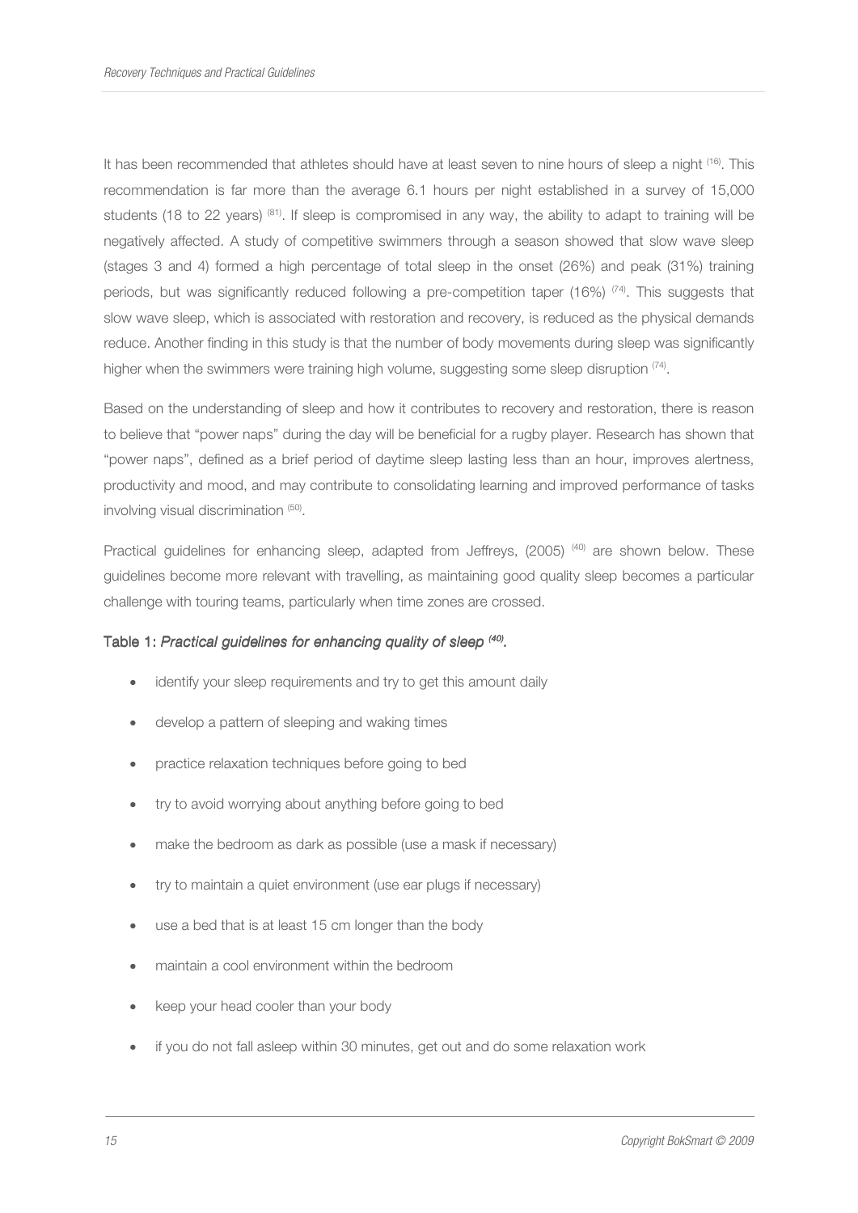It has been recommended that athletes should have at least seven to nine hours of sleep a night [16]. This recommendation is far more than the average 6.1 hours per night established in a survey of 15,000 students (18 to 22 years) [81]. If sleep is compromised in any way, the ability to adapt to training will be negatively affected. A study of competitive swimmers through a season showed that slow wave sleep (stages 3 and 4) formed a high percentage of total sleep in the onset (26%) and peak (31%) training periods, but was significantly reduced following a pre-competition taper (16%) [74]. This suggests that slow wave sleep, which is associated with restoration and recovery, is reduced as the physical demands reduce. Another finding in this study is that the number of body movements during sleep was significantly higher when the swimmers were training high volume, suggesting some sleep disruption [74].

Based on the understanding of sleep and how it contributes to recovery and restoration, there is reason to believe that "power naps" during the day will be beneficial for a rugby player. Research has shown that "power naps", defined as a brief period of daytime sleep lasting less than an hour, improves alertness, productivity and mood, and may contribute to consolidating learning and improved performance of tasks involving visual discrimination [50].

Practical guidelines for enhancing sleep, adapted from Jeffreys, (2005) [40] are shown below. These guidelines become more relevant with travelling, as maintaining good quality sleep becomes a particular challenge with touring teams, particularly when time zones are crossed.

**Table 1:** ***Practical guidelines for enhancing quality of sleep [40].***

- identify your sleep requirements and try to get this amount daily
- develop a pattern of sleeping and waking times
- practice relaxation techniques before going to bed
- try to avoid worrying about anything before going to bed
- make the bedroom as dark as possible (use a mask if necessary)
- try to maintain a quiet environment (use ear plugs if necessary)
- use a bed that is at least 15 cm longer than the body
- maintain a cool environment within the bedroom
- keep your head cooler than your body
- if you do not fall asleep within 30 minutes, get out and do some relaxation work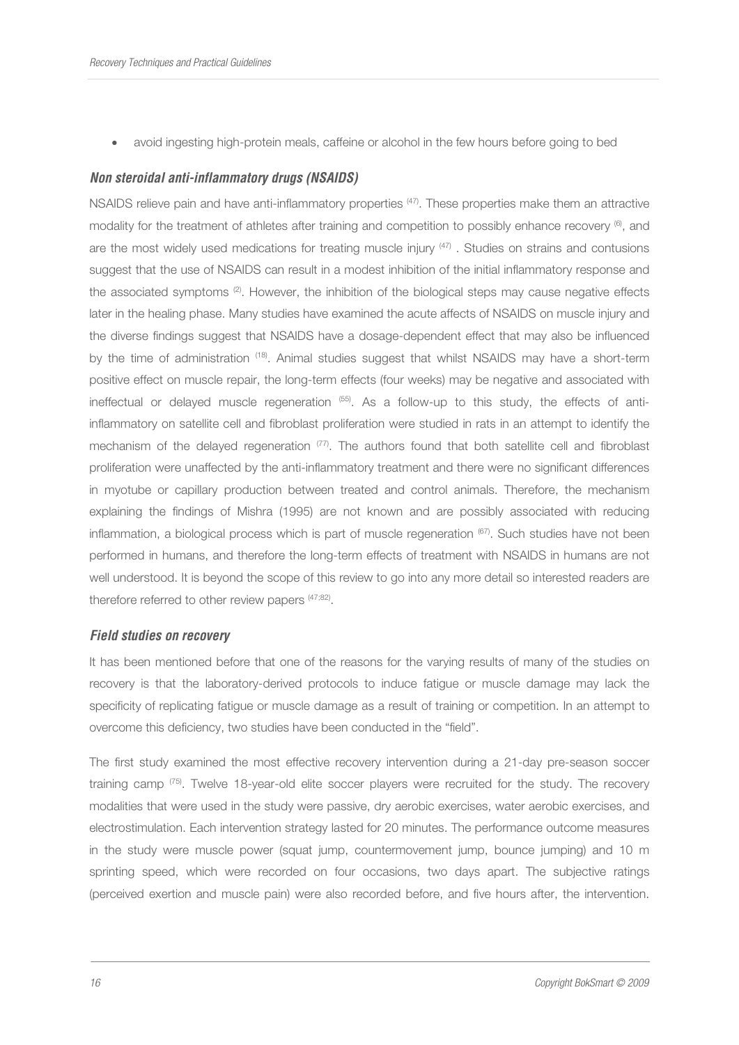- avoid ingesting high-protein meals, caffeine or alcohol in the few hours before going to bed

### *Non steroidal anti-inflammatory drugs (NSAIDS)*

NSAIDS relieve pain and have anti-inflammatory properties [47]. These properties make them an attractive modality for the treatment of athletes after training and competition to possibly enhance recovery [6], and are the most widely used medications for treating muscle injury [47] . Studies on strains and contusions suggest that the use of NSAIDS can result in a modest inhibition of the initial inflammatory response and the associated symptoms [2]. However, the inhibition of the biological steps may cause negative effects later in the healing phase. Many studies have examined the acute affects of NSAIDS on muscle injury and the diverse findings suggest that NSAIDS have a dosage-dependent effect that may also be influenced by the time of administration [18]. Animal studies suggest that whilst NSAIDS may have a short-term positive effect on muscle repair, the long-term effects (four weeks) may be negative and associated with ineffectual or delayed muscle regeneration [55]. As a follow-up to this study, the effects of anti-inflammatory on satellite cell and fibroblast proliferation were studied in rats in an attempt to identify the mechanism of the delayed regeneration [77]. The authors found that both satellite cell and fibroblast proliferation were unaffected by the anti-inflammatory treatment and there were no significant differences in myotube or capillary production between treated and control animals. Therefore, the mechanism explaining the findings of Mishra (1995) are not known and are possibly associated with reducing inflammation, a biological process which is part of muscle regeneration [67]. Such studies have not been performed in humans, and therefore the long-term effects of treatment with NSAIDS in humans are not well understood. It is beyond the scope of this review to go into any more detail so interested readers are therefore referred to other review papers [47;82].

### *Field studies on recovery*

It has been mentioned before that one of the reasons for the varying results of many of the studies on recovery is that the laboratory-derived protocols to induce fatigue or muscle damage may lack the specificity of replicating fatigue or muscle damage as a result of training or competition. In an attempt to overcome this deficiency, two studies have been conducted in the "field".

The first study examined the most effective recovery intervention during a 21-day pre-season soccer training camp [75]. Twelve 18-year-old elite soccer players were recruited for the study. The recovery modalities that were used in the study were passive, dry aerobic exercises, water aerobic exercises, and electrostimulation. Each intervention strategy lasted for 20 minutes. The performance outcome measures in the study were muscle power (squat jump, countermovement jump, bounce jumping) and 10 m sprinting speed, which were recorded on four occasions, two days apart. The subjective ratings (perceived exertion and muscle pain) were also recorded before, and five hours after, the intervention.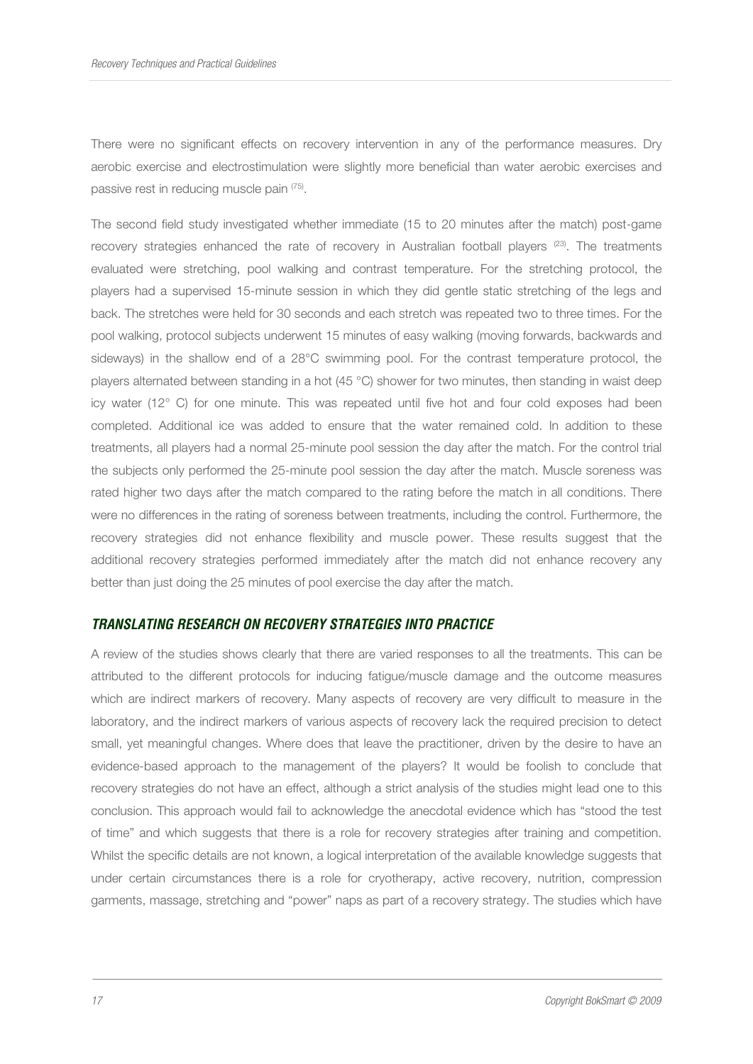There were no significant effects on recovery intervention in any of the performance measures. Dry aerobic exercise and electrostimulation were slightly more beneficial than water aerobic exercises and passive rest in reducing muscle pain [75].

The second field study investigated whether immediate (15 to 20 minutes after the match) post-game recovery strategies enhanced the rate of recovery in Australian football players [23]. The treatments evaluated were stretching, pool walking and contrast temperature. For the stretching protocol, the players had a supervised 15-minute session in which they did gentle static stretching of the legs and back. The stretches were held for 30 seconds and each stretch was repeated two to three times. For the pool walking, protocol subjects underwent 15 minutes of easy walking (moving forwards, backwards and sideways) in the shallow end of a 28°C swimming pool. For the contrast temperature protocol, the players alternated between standing in a hot (45 °C) shower for two minutes, then standing in waist deep icy water (12° C) for one minute. This was repeated until five hot and four cold exposes had been completed. Additional ice was added to ensure that the water remained cold. In addition to these treatments, all players had a normal 25-minute pool session the day after the match. For the control trial the subjects only performed the 25-minute pool session the day after the match. Muscle soreness was rated higher two days after the match compared to the rating before the match in all conditions. There were no differences in the rating of soreness between treatments, including the control. Furthermore, the recovery strategies did not enhance flexibility and muscle power. These results suggest that the additional recovery strategies performed immediately after the match did not enhance recovery any better than just doing the 25 minutes of pool exercise the day after the match.

## *TRANSLATING RESEARCH ON RECOVERY STRATEGIES INTO PRACTICE*

A review of the studies shows clearly that there are varied responses to all the treatments. This can be attributed to the different protocols for inducing fatigue/muscle damage and the outcome measures which are indirect markers of recovery. Many aspects of recovery are very difficult to measure in the laboratory, and the indirect markers of various aspects of recovery lack the required precision to detect small, yet meaningful changes. Where does that leave the practitioner, driven by the desire to have an evidence-based approach to the management of the players? It would be foolish to conclude that recovery strategies do not have an effect, although a strict analysis of the studies might lead one to this conclusion. This approach would fail to acknowledge the anecdotal evidence which has "stood the test of time" and which suggests that there is a role for recovery strategies after training and competition. Whilst the specific details are not known, a logical interpretation of the available knowledge suggests that under certain circumstances there is a role for cryotherapy, active recovery, nutrition, compression garments, massage, stretching and "power" naps as part of a recovery strategy. The studies which have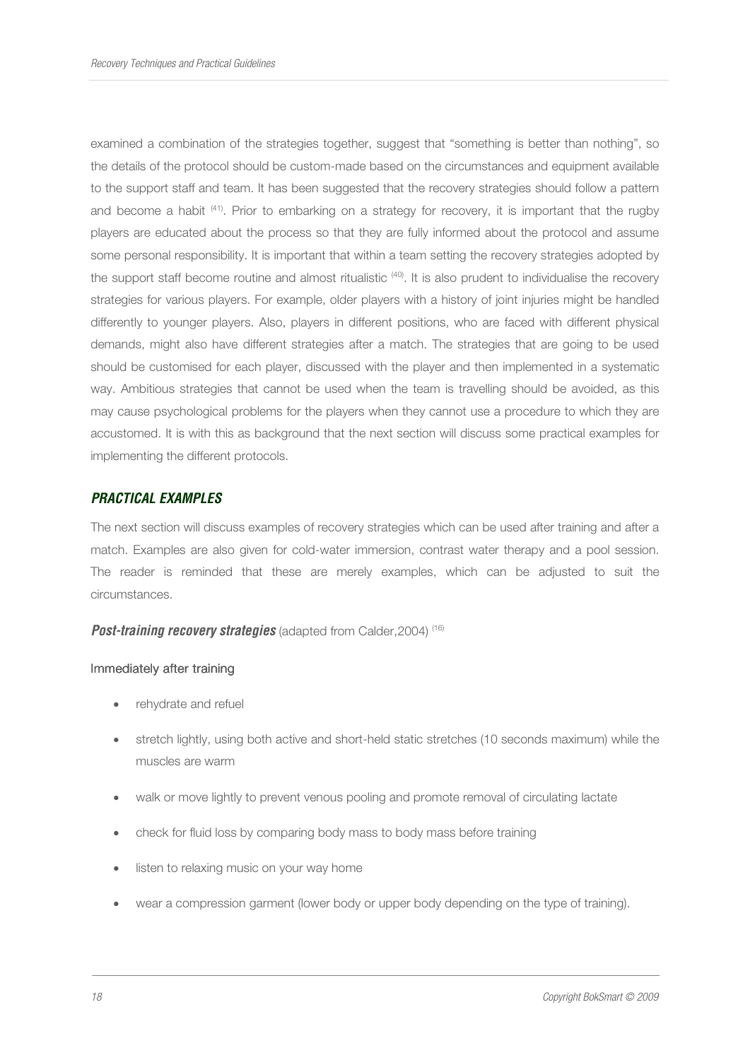examined a combination of the strategies together, suggest that "something is better than nothing", so the details of the protocol should be custom-made based on the circumstances and equipment available to the support staff and team. It has been suggested that the recovery strategies should follow a pattern and become a habit [41]. Prior to embarking on a strategy for recovery, it is important that the rugby players are educated about the process so that they are fully informed about the protocol and assume some personal responsibility. It is important that within a team setting the recovery strategies adopted by the support staff become routine and almost ritualistic [40]. It is also prudent to individualise the recovery strategies for various players. For example, older players with a history of joint injuries might be handled differently to younger players. Also, players in different positions, who are faced with different physical demands, might also have different strategies after a match. The strategies that are going to be used should be customised for each player, discussed with the player and then implemented in a systematic way. Ambitious strategies that cannot be used when the team is travelling should be avoided, as this may cause psychological problems for the players when they cannot use a procedure to which they are accustomed. It is with this as background that the next section will discuss some practical examples for implementing the different protocols.

## PRACTICAL EXAMPLES

The next section will discuss examples of recovery strategies which can be used after training and after a match. Examples are also given for cold-water immersion, contrast water therapy and a pool session. The reader is reminded that these are merely examples, which can be adjusted to suit the circumstances.

### *Post-training recovery strategies* (adapted from Calder,2004) [16]

#### Immediately after training

- rehydrate and refuel
- stretch lightly, using both active and short-held static stretches (10 seconds maximum) while the muscles are warm
- walk or move lightly to prevent venous pooling and promote removal of circulating lactate
- check for fluid loss by comparing body mass to body mass before training
- listen to relaxing music on your way home
- wear a compression garment (lower body or upper body depending on the type of training).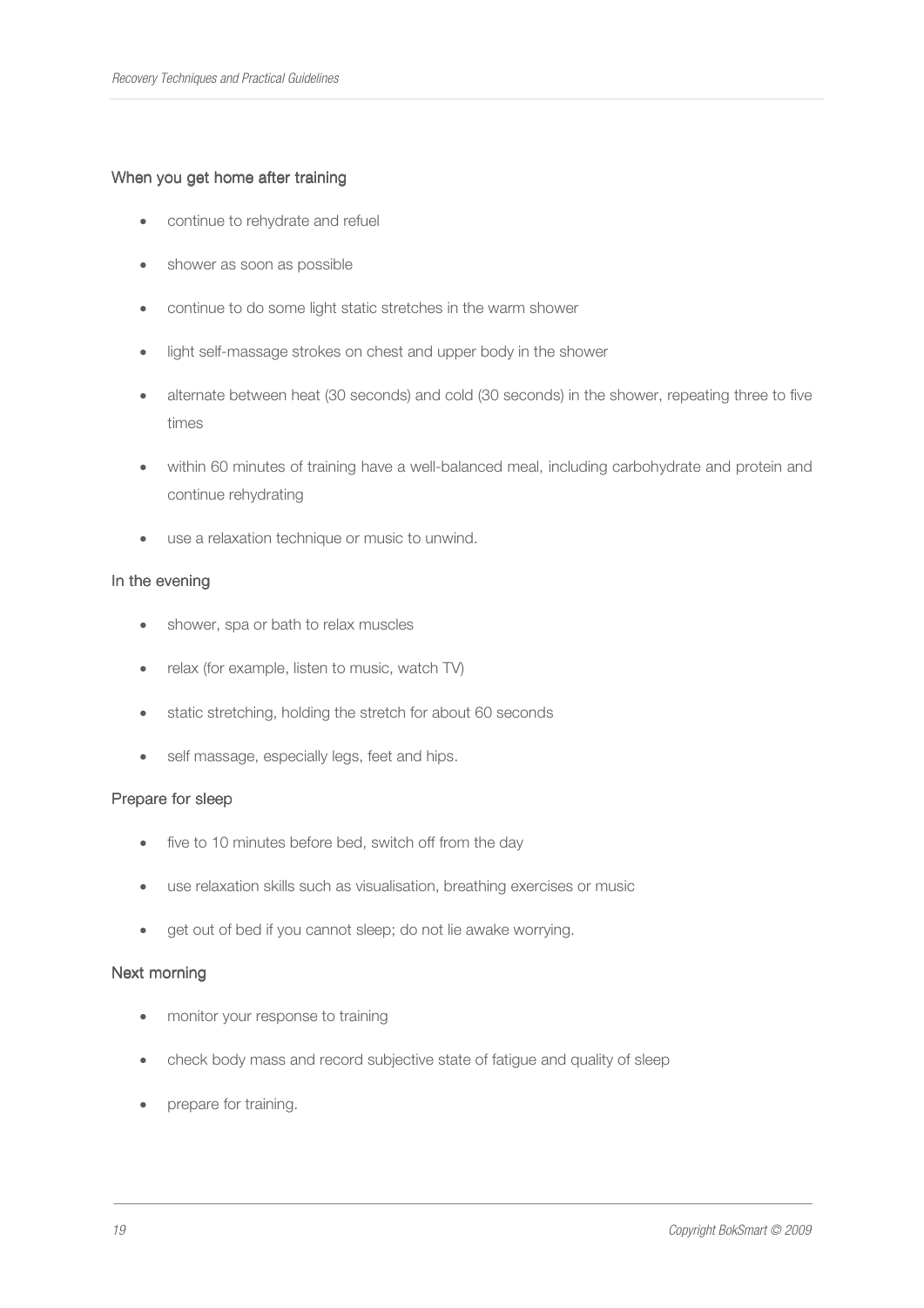### When you get home after training

- continue to rehydrate and refuel
- shower as soon as possible
- continue to do some light static stretches in the warm shower
- light self-massage strokes on chest and upper body in the shower
- alternate between heat (30 seconds) and cold (30 seconds) in the shower, repeating three to five times
- within 60 minutes of training have a well-balanced meal, including carbohydrate and protein and continue rehydrating
- use a relaxation technique or music to unwind.

### In the evening

- shower, spa or bath to relax muscles
- relax (for example, listen to music, watch TV)
- static stretching, holding the stretch for about 60 seconds
- self massage, especially legs, feet and hips.

### Prepare for sleep

- five to 10 minutes before bed, switch off from the day
- use relaxation skills such as visualisation, breathing exercises or music
- get out of bed if you cannot sleep; do not lie awake worrying.

### Next morning

- monitor your response to training
- check body mass and record subjective state of fatigue and quality of sleep
- prepare for training.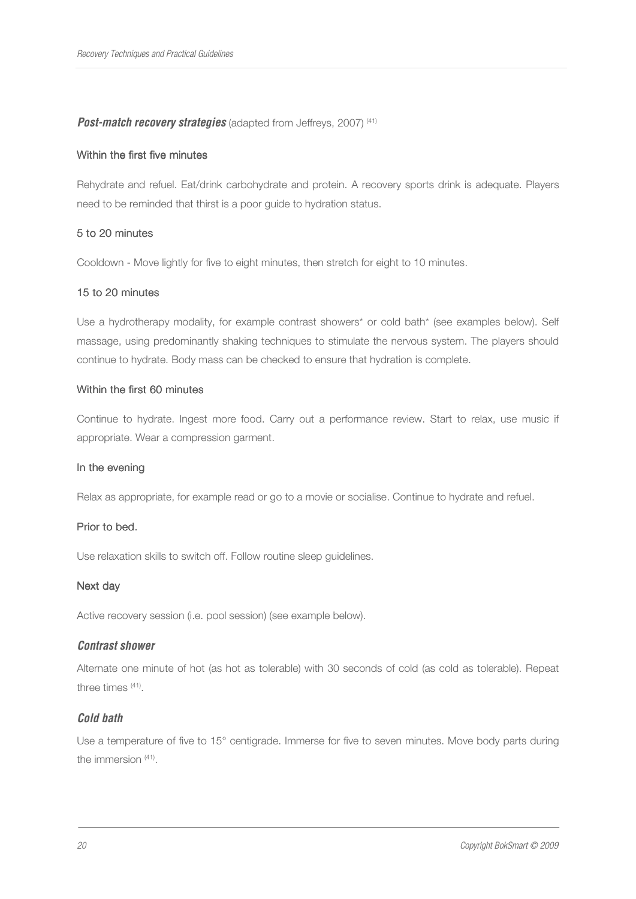***Post-match recovery strategies*** (adapted from Jeffreys, 2007) [41]

#### Within the first five minutes

Rehydrate and refuel. Eat/drink carbohydrate and protein. A recovery sports drink is adequate. Players need to be reminded that thirst is a poor guide to hydration status.

#### 5 to 20 minutes

Cooldown - Move lightly for five to eight minutes, then stretch for eight to 10 minutes.

#### 15 to 20 minutes

Use a hydrotherapy modality, for example contrast showers* or cold bath* (see examples below). Self massage, using predominantly shaking techniques to stimulate the nervous system. The players should continue to hydrate. Body mass can be checked to ensure that hydration is complete.

#### Within the first 60 minutes

Continue to hydrate. Ingest more food. Carry out a performance review. Start to relax, use music if appropriate. Wear a compression garment.

#### In the evening

Relax as appropriate, for example read or go to a movie or socialise. Continue to hydrate and refuel.

#### Prior to bed.

Use relaxation skills to switch off. Follow routine sleep guidelines.

#### Next day

Active recovery session (i.e. pool session) (see example below).

### *Contrast shower*

Alternate one minute of hot (as hot as tolerable) with 30 seconds of cold (as cold as tolerable). Repeat three times [41].

### *Cold bath*

Use a temperature of five to 15° centigrade. Immerse for five to seven minutes. Move body parts during the immersion [41].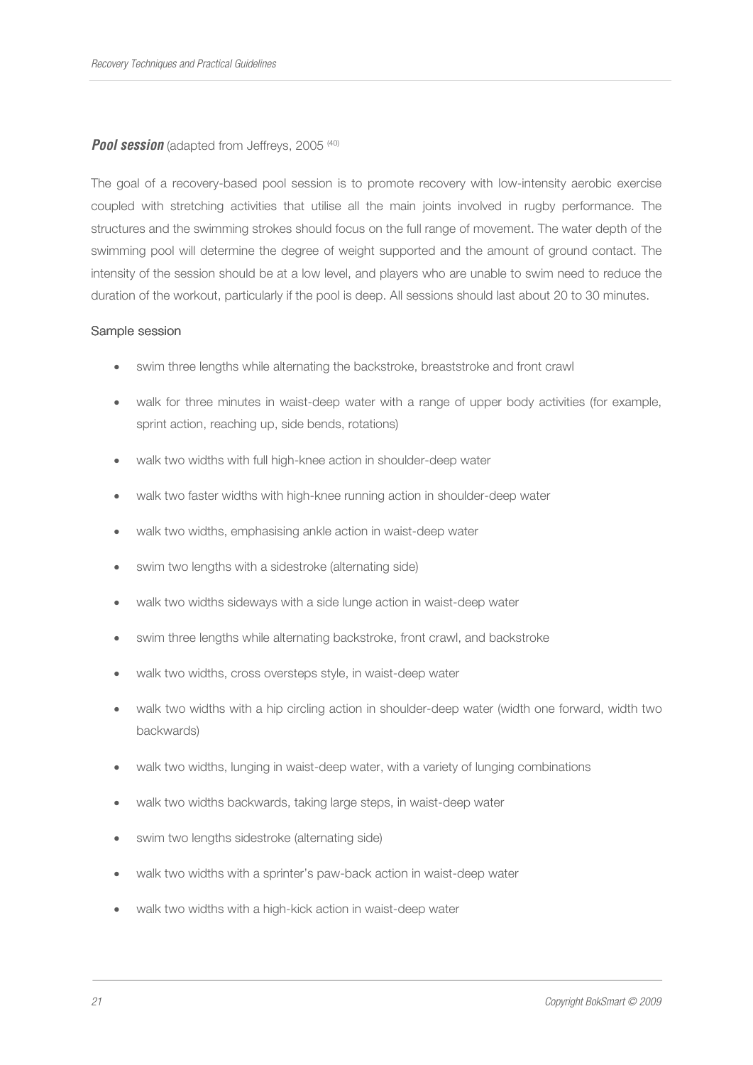***Pool session*** (adapted from Jeffreys, 2005 [40])

The goal of a recovery-based pool session is to promote recovery with low-intensity aerobic exercise coupled with stretching activities that utilise all the main joints involved in rugby performance. The structures and the swimming strokes should focus on the full range of movement. The water depth of the swimming pool will determine the degree of weight supported and the amount of ground contact. The intensity of the session should be at a low level, and players who are unable to swim need to reduce the duration of the workout, particularly if the pool is deep. All sessions should last about 20 to 30 minutes.

Sample session

- swim three lengths while alternating the backstroke, breaststroke and front crawl
- walk for three minutes in waist-deep water with a range of upper body activities (for example, sprint action, reaching up, side bends, rotations)
- walk two widths with full high-knee action in shoulder-deep water
- walk two faster widths with high-knee running action in shoulder-deep water
- walk two widths, emphasising ankle action in waist-deep water
- swim two lengths with a sidestroke (alternating side)
- walk two widths sideways with a side lunge action in waist-deep water
- swim three lengths while alternating backstroke, front crawl, and backstroke
- walk two widths, cross oversteps style, in waist-deep water
- walk two widths with a hip circling action in shoulder-deep water (width one forward, width two backwards)
- walk two widths, lunging in waist-deep water, with a variety of lunging combinations
- walk two widths backwards, taking large steps, in waist-deep water
- swim two lengths sidestroke (alternating side)
- walk two widths with a sprinter's paw-back action in waist-deep water
- walk two widths with a high-kick action in waist-deep water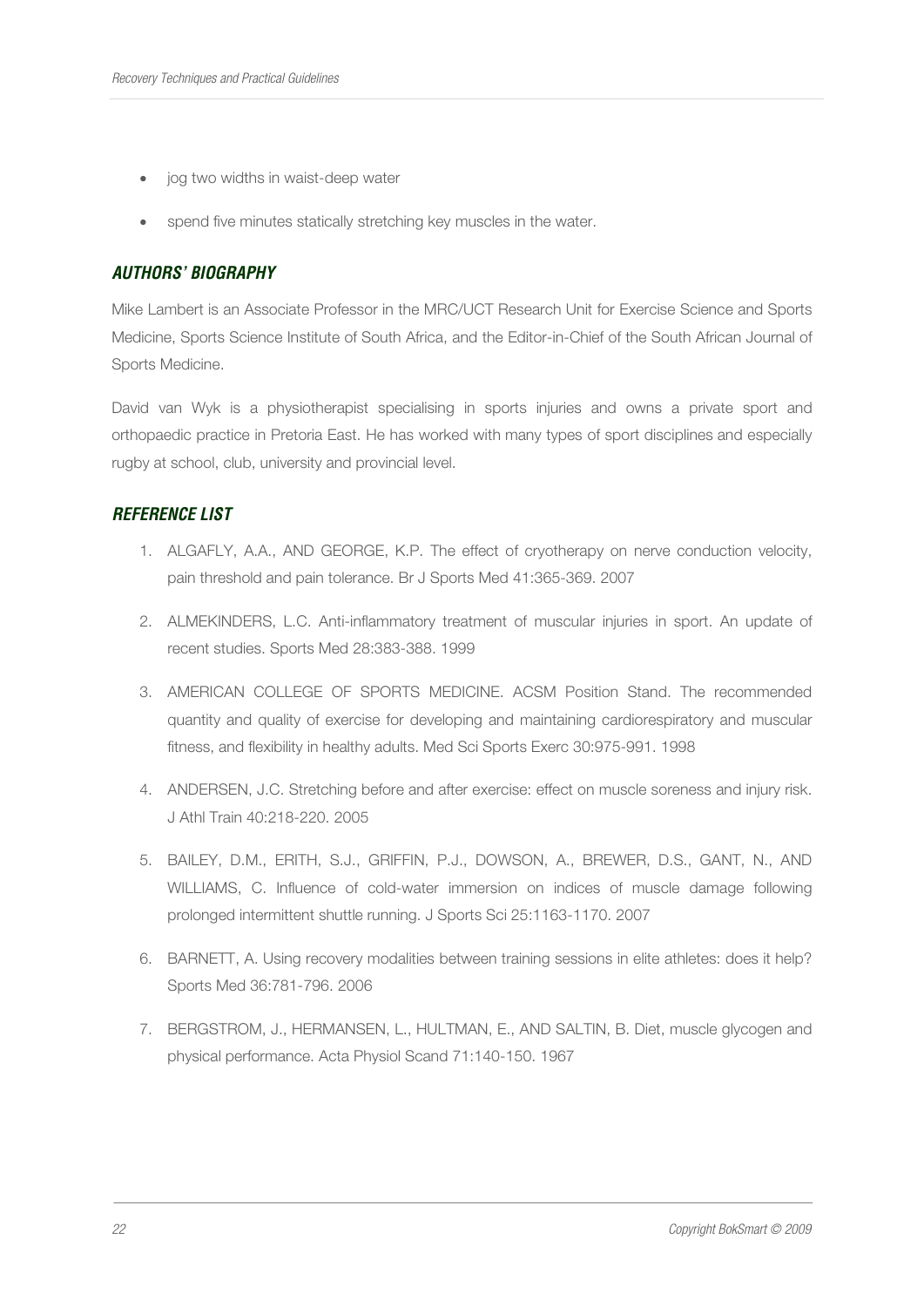- jog two widths in waist-deep water
- spend five minutes statically stretching key muscles in the water.

## *AUTHORS' BIOGRAPHY*

Mike Lambert is an Associate Professor in the MRC/UCT Research Unit for Exercise Science and Sports Medicine, Sports Science Institute of South Africa, and the Editor-in-Chief of the South African Journal of Sports Medicine.

David van Wyk is a physiotherapist specialising in sports injuries and owns a private sport and orthopaedic practice in Pretoria East. He has worked with many types of sport disciplines and especially rugby at school, club, university and provincial level.

## *REFERENCE LIST*

1. ALGAFLY, A.A., AND GEORGE, K.P. The effect of cryotherapy on nerve conduction velocity, pain threshold and pain tolerance. Br J Sports Med 41:365-369. 2007
2. ALMEKINDERS, L.C. Anti-inflammatory treatment of muscular injuries in sport. An update of recent studies. Sports Med 28:383-388. 1999
3. AMERICAN COLLEGE OF SPORTS MEDICINE. ACSM Position Stand. The recommended quantity and quality of exercise for developing and maintaining cardiorespiratory and muscular fitness, and flexibility in healthy adults. Med Sci Sports Exerc 30:975-991. 1998
4. ANDERSEN, J.C. Stretching before and after exercise: effect on muscle soreness and injury risk. J Athl Train 40:218-220. 2005
5. BAILEY, D.M., ERITH, S.J., GRIFFIN, P.J., DOWSON, A., BREWER, D.S., GANT, N., AND WILLIAMS, C. Influence of cold-water immersion on indices of muscle damage following prolonged intermittent shuttle running. J Sports Sci 25:1163-1170. 2007
6. BARNETT, A. Using recovery modalities between training sessions in elite athletes: does it help? Sports Med 36:781-796. 2006
7. BERGSTROM, J., HERMANSEN, L., HULTMAN, E., AND SALTIN, B. Diet, muscle glycogen and physical performance. Acta Physiol Scand 71:140-150. 1967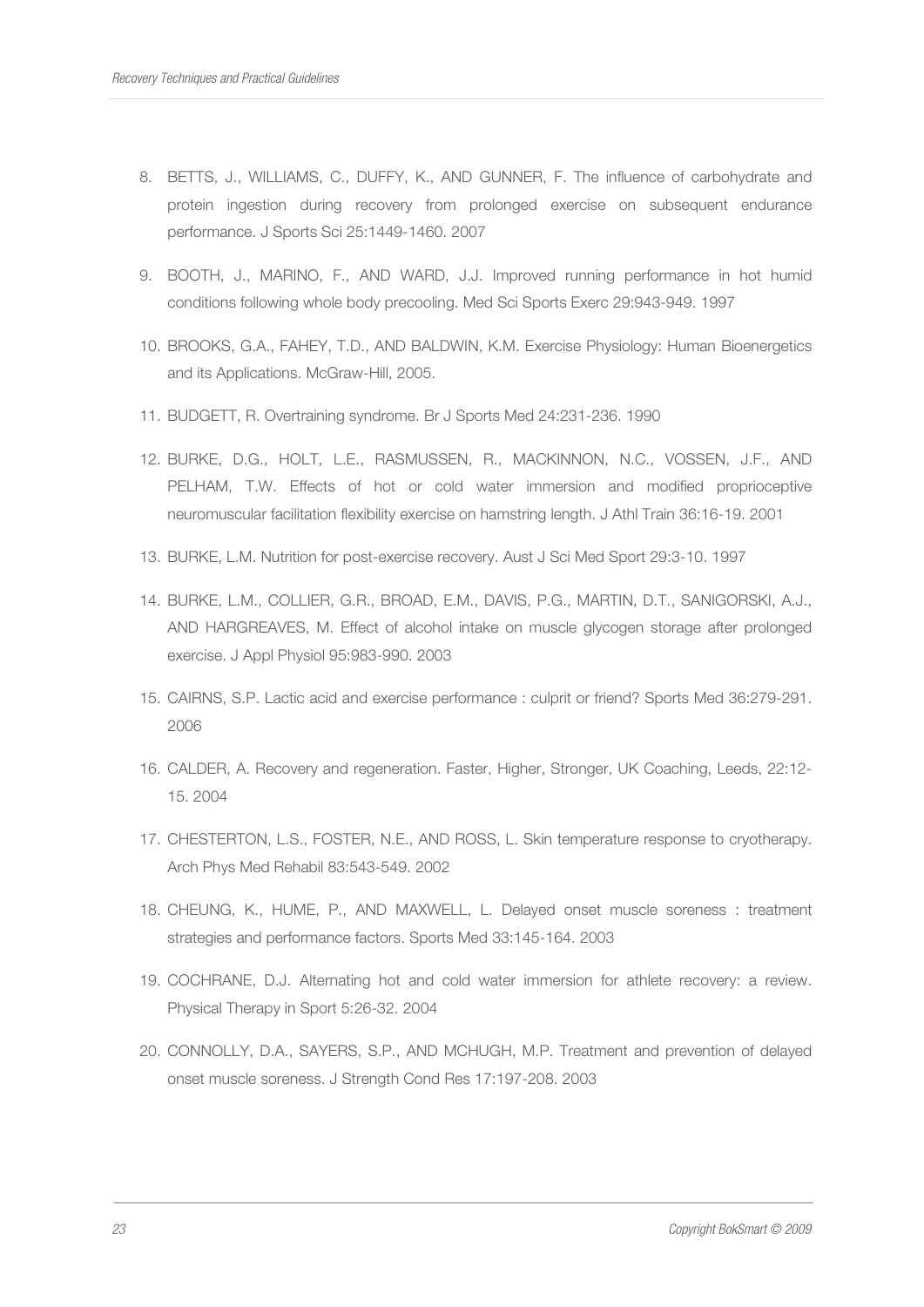8. BETTS, J., WILLIAMS, C., DUFFY, K., AND GUNNER, F. The influence of carbohydrate and protein ingestion during recovery from prolonged exercise on subsequent endurance performance. J Sports Sci 25:1449-1460. 2007
9. BOOTH, J., MARINO, F., AND WARD, J.J. Improved running performance in hot humid conditions following whole body precooling. Med Sci Sports Exerc 29:943-949. 1997
10. BROOKS, G.A., FAHEY, T.D., AND BALDWIN, K.M. Exercise Physiology: Human Bioenergetics and its Applications. McGraw-Hill, 2005.
11. BUDGETT, R. Overtraining syndrome. Br J Sports Med 24:231-236. 1990
12. BURKE, D.G., HOLT, L.E., RASMUSSEN, R., MACKINNON, N.C., VOSSEN, J.F., AND PELHAM, T.W. Effects of hot or cold water immersion and modified proprioceptive neuromuscular facilitation flexibility exercise on hamstring length. J Athl Train 36:16-19. 2001
13. BURKE, L.M. Nutrition for post-exercise recovery. Aust J Sci Med Sport 29:3-10. 1997
14. BURKE, L.M., COLLIER, G.R., BROAD, E.M., DAVIS, P.G., MARTIN, D.T., SANIGORSKI, A.J., AND HARGREAVES, M. Effect of alcohol intake on muscle glycogen storage after prolonged exercise. J Appl Physiol 95:983-990. 2003
15. CAIRNS, S.P. Lactic acid and exercise performance : culprit or friend? Sports Med 36:279-291. 2006
16. CALDER, A. Recovery and regeneration. Faster, Higher, Stronger, UK Coaching, Leeds, 22:12-15. 2004
17. CHESTERTON, L.S., FOSTER, N.E., AND ROSS, L. Skin temperature response to cryotherapy. Arch Phys Med Rehabil 83:543-549. 2002
18. CHEUNG, K., HUME, P., AND MAXWELL, L. Delayed onset muscle soreness : treatment strategies and performance factors. Sports Med 33:145-164. 2003
19. COCHRANE, D.J. Alternating hot and cold water immersion for athlete recovery: a review. Physical Therapy in Sport 5:26-32. 2004
20. CONNOLLY, D.A., SAYERS, S.P., AND MCHUGH, M.P. Treatment and prevention of delayed onset muscle soreness. J Strength Cond Res 17:197-208. 2003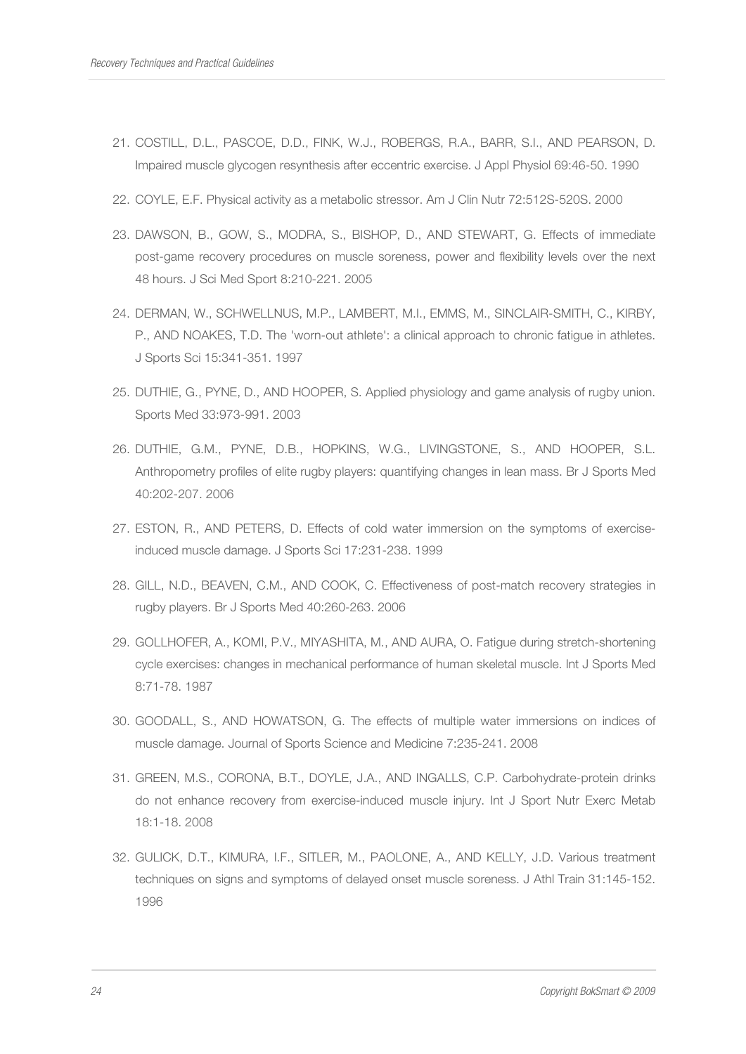21. COSTILL, D.L., PASCOE, D.D., FINK, W.J., ROBERGS, R.A., BARR, S.I., AND PEARSON, D. Impaired muscle glycogen resynthesis after eccentric exercise. J Appl Physiol 69:46-50. 1990

22. COYLE, E.F. Physical activity as a metabolic stressor. Am J Clin Nutr 72:512S-520S. 2000

23. DAWSON, B., GOW, S., MODRA, S., BISHOP, D., AND STEWART, G. Effects of immediate post-game recovery procedures on muscle soreness, power and flexibility levels over the next 48 hours. J Sci Med Sport 8:210-221. 2005

24. DERMAN, W., SCHWELLNUS, M.P., LAMBERT, M.I., EMMS, M., SINCLAIR-SMITH, C., KIRBY, P., AND NOAKES, T.D. The 'worn-out athlete': a clinical approach to chronic fatigue in athletes. J Sports Sci 15:341-351. 1997

25. DUTHIE, G., PYNE, D., AND HOOPER, S. Applied physiology and game analysis of rugby union. Sports Med 33:973-991. 2003

26. DUTHIE, G.M., PYNE, D.B., HOPKINS, W.G., LIVINGSTONE, S., AND HOOPER, S.L. Anthropometry profiles of elite rugby players: quantifying changes in lean mass. Br J Sports Med 40:202-207. 2006

27. ESTON, R., AND PETERS, D. Effects of cold water immersion on the symptoms of exercise-induced muscle damage. J Sports Sci 17:231-238. 1999

28. GILL, N.D., BEAVEN, C.M., AND COOK, C. Effectiveness of post-match recovery strategies in rugby players. Br J Sports Med 40:260-263. 2006

29. GOLLHOFER, A., KOMI, P.V., MIYASHITA, M., AND AURA, O. Fatigue during stretch-shortening cycle exercises: changes in mechanical performance of human skeletal muscle. Int J Sports Med 8:71-78. 1987

30. GOODALL, S., AND HOWATSON, G. The effects of multiple water immersions on indices of muscle damage. Journal of Sports Science and Medicine 7:235-241. 2008

31. GREEN, M.S., CORONA, B.T., DOYLE, J.A., AND INGALLS, C.P. Carbohydrate-protein drinks do not enhance recovery from exercise-induced muscle injury. Int J Sport Nutr Exerc Metab 18:1-18. 2008

32. GULICK, D.T., KIMURA, I.F., SITLER, M., PAOLONE, A., AND KELLY, J.D. Various treatment techniques on signs and symptoms of delayed onset muscle soreness. J Athl Train 31:145-152. 1996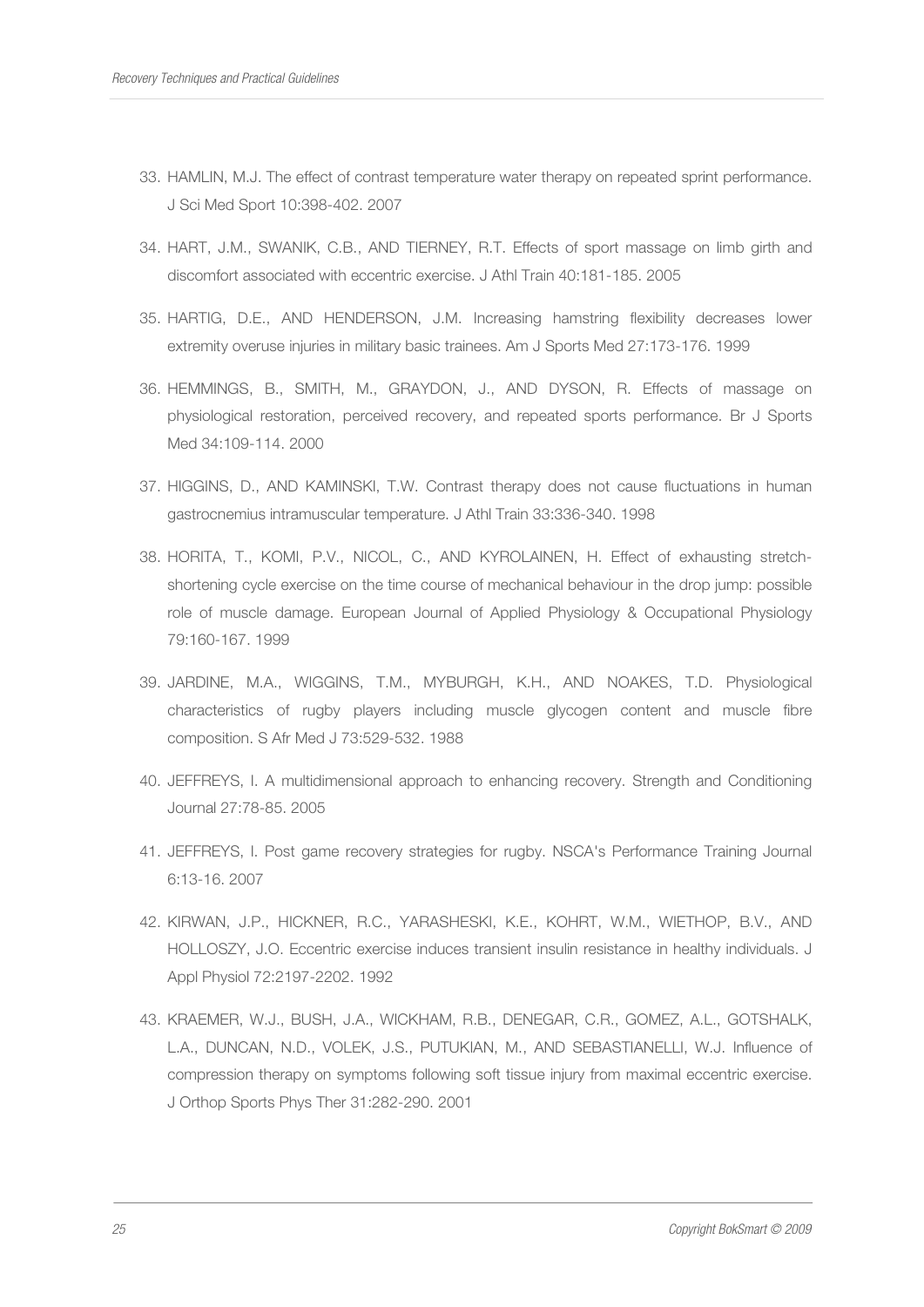33. HAMLIN, M.J. The effect of contrast temperature water therapy on repeated sprint performance. J Sci Med Sport 10:398-402. 2007
34. HART, J.M., SWANIK, C.B., AND TIERNEY, R.T. Effects of sport massage on limb girth and discomfort associated with eccentric exercise. J Athl Train 40:181-185. 2005
35. HARTIG, D.E., AND HENDERSON, J.M. Increasing hamstring flexibility decreases lower extremity overuse injuries in military basic trainees. Am J Sports Med 27:173-176. 1999
36. HEMMINGS, B., SMITH, M., GRAYDON, J., AND DYSON, R. Effects of massage on physiological restoration, perceived recovery, and repeated sports performance. Br J Sports Med 34:109-114. 2000
37. HIGGINS, D., AND KAMINSKI, T.W. Contrast therapy does not cause fluctuations in human gastrocnemius intramuscular temperature. J Athl Train 33:336-340. 1998
38. HORITA, T., KOMI, P.V., NICOL, C., AND KYROLAINEN, H. Effect of exhausting stretch-shortening cycle exercise on the time course of mechanical behaviour in the drop jump: possible role of muscle damage. European Journal of Applied Physiology & Occupational Physiology 79:160-167. 1999
39. JARDINE, M.A., WIGGINS, T.M., MYBURGH, K.H., AND NOAKES, T.D. Physiological characteristics of rugby players including muscle glycogen content and muscle fibre composition. S Afr Med J 73:529-532. 1988
40. JEFFREYS, I. A multidimensional approach to enhancing recovery. Strength and Conditioning Journal 27:78-85. 2005
41. JEFFREYS, I. Post game recovery strategies for rugby. NSCA's Performance Training Journal 6:13-16. 2007
42. KIRWAN, J.P., HICKNER, R.C., YARASHESKI, K.E., KOHRT, W.M., WIETHOP, B.V., AND HOLLOSZY, J.O. Eccentric exercise induces transient insulin resistance in healthy individuals. J Appl Physiol 72:2197-2202. 1992
43. KRAEMER, W.J., BUSH, J.A., WICKHAM, R.B., DENEGAR, C.R., GOMEZ, A.L., GOTSHALK, L.A., DUNCAN, N.D., VOLEK, J.S., PUTUKIAN, M., AND SEBASTIANELLI, W.J. Influence of compression therapy on symptoms following soft tissue injury from maximal eccentric exercise. J Orthop Sports Phys Ther 31:282-290. 2001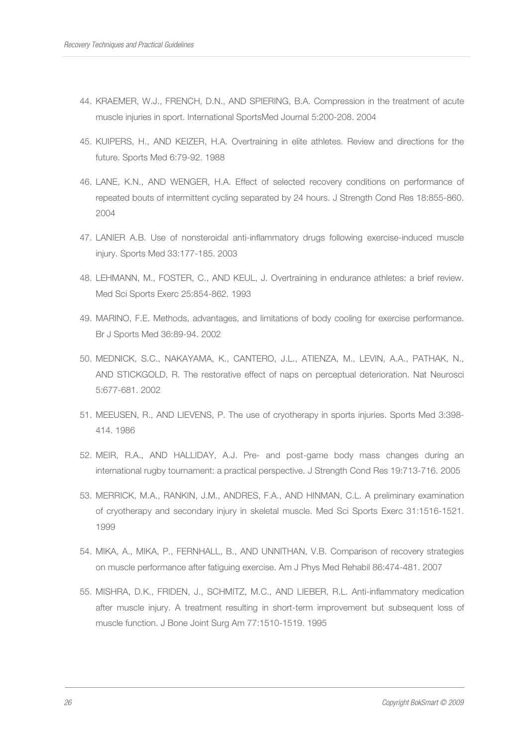44. KRAEMER, W.J., FRENCH, D.N., AND SPIERING, B.A. Compression in the treatment of acute muscle injuries in sport. International SportsMed Journal 5:200-208. 2004

45. KUIPERS, H., AND KEIZER, H.A. Overtraining in elite athletes. Review and directions for the future. Sports Med 6:79-92. 1988

46. LANE, K.N., AND WENGER, H.A. Effect of selected recovery conditions on performance of repeated bouts of intermittent cycling separated by 24 hours. J Strength Cond Res 18:855-860. 2004

47. LANIER A.B. Use of nonsteroidal anti-inflammatory drugs following exercise-induced muscle injury. Sports Med 33:177-185. 2003

48. LEHMANN, M., FOSTER, C., AND KEUL, J. Overtraining in endurance athletes: a brief review. Med Sci Sports Exerc 25:854-862. 1993

49. MARINO, F.E. Methods, advantages, and limitations of body cooling for exercise performance. Br J Sports Med 36:89-94. 2002

50. MEDNICK, S.C., NAKAYAMA, K., CANTERO, J.L., ATIENZA, M., LEVIN, A.A., PATHAK, N., AND STICKGOLD, R. The restorative effect of naps on perceptual deterioration. Nat Neurosci 5:677-681. 2002

51. MEEUSEN, R., AND LIEVENS, P. The use of cryotherapy in sports injuries. Sports Med 3:398-414. 1986

52. MEIR, R.A., AND HALLIDAY, A.J. Pre- and post-game body mass changes during an international rugby tournament: a practical perspective. J Strength Cond Res 19:713-716. 2005

53. MERRICK, M.A., RANKIN, J.M., ANDRES, F.A., AND HINMAN, C.L. A preliminary examination of cryotherapy and secondary injury in skeletal muscle. Med Sci Sports Exerc 31:1516-1521. 1999

54. MIKA, A., MIKA, P., FERNHALL, B., AND UNNITHAN, V.B. Comparison of recovery strategies on muscle performance after fatiguing exercise. Am J Phys Med Rehabil 86:474-481. 2007

55. MISHRA, D.K., FRIDEN, J., SCHMITZ, M.C., AND LIEBER, R.L. Anti-inflammatory medication after muscle injury. A treatment resulting in short-term improvement but subsequent loss of muscle function. J Bone Joint Surg Am 77:1510-1519. 1995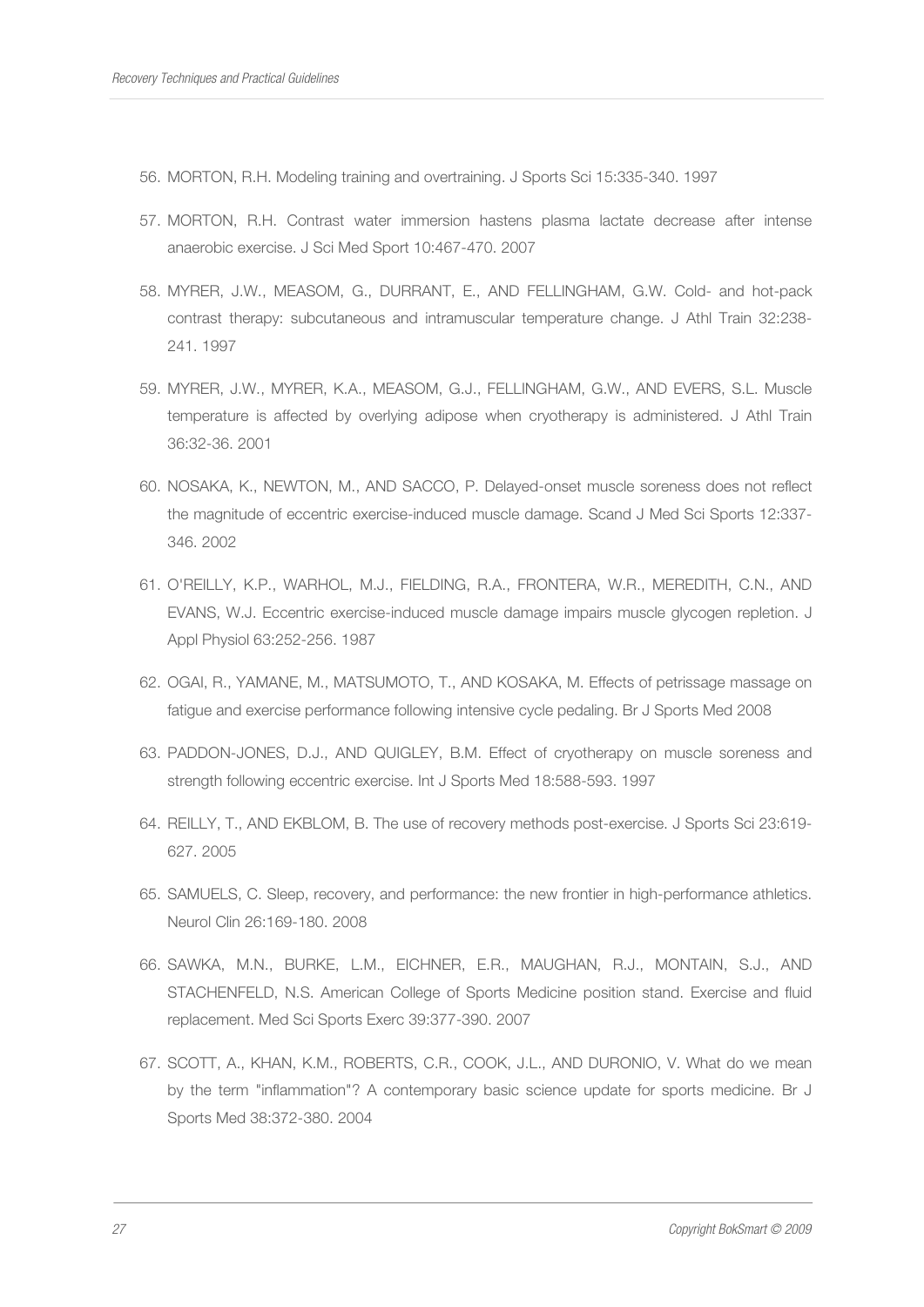56. MORTON, R.H. Modeling training and overtraining. J Sports Sci 15:335-340. 1997

57. MORTON, R.H. Contrast water immersion hastens plasma lactate decrease after intense anaerobic exercise. J Sci Med Sport 10:467-470. 2007

58. MYRER, J.W., MEASOM, G., DURRANT, E., AND FELLINGHAM, G.W. Cold- and hot-pack contrast therapy: subcutaneous and intramuscular temperature change. J Athl Train 32:238-241. 1997

59. MYRER, J.W., MYRER, K.A., MEASOM, G.J., FELLINGHAM, G.W., AND EVERS, S.L. Muscle temperature is affected by overlying adipose when cryotherapy is administered. J Athl Train 36:32-36. 2001

60. NOSAKA, K., NEWTON, M., AND SACCO, P. Delayed-onset muscle soreness does not reflect the magnitude of eccentric exercise-induced muscle damage. Scand J Med Sci Sports 12:337-346. 2002

61. O'REILLY, K.P., WARHOL, M.J., FIELDING, R.A., FRONTERA, W.R., MEREDITH, C.N., AND EVANS, W.J. Eccentric exercise-induced muscle damage impairs muscle glycogen repletion. J Appl Physiol 63:252-256. 1987

62. OGAI, R., YAMANE, M., MATSUMOTO, T., AND KOSAKA, M. Effects of petrissage massage on fatigue and exercise performance following intensive cycle pedaling. Br J Sports Med 2008

63. PADDON-JONES, D.J., AND QUIGLEY, B.M. Effect of cryotherapy on muscle soreness and strength following eccentric exercise. Int J Sports Med 18:588-593. 1997

64. REILLY, T., AND EKBLOM, B. The use of recovery methods post-exercise. J Sports Sci 23:619-627. 2005

65. SAMUELS, C. Sleep, recovery, and performance: the new frontier in high-performance athletics. Neurol Clin 26:169-180. 2008

66. SAWKA, M.N., BURKE, L.M., EICHNER, E.R., MAUGHAN, R.J., MONTAIN, S.J., AND STACHENFELD, N.S. American College of Sports Medicine position stand. Exercise and fluid replacement. Med Sci Sports Exerc 39:377-390. 2007

67. SCOTT, A., KHAN, K.M., ROBERTS, C.R., COOK, J.L., AND DURONIO, V. What do we mean by the term "inflammation"? A contemporary basic science update for sports medicine. Br J Sports Med 38:372-380. 2004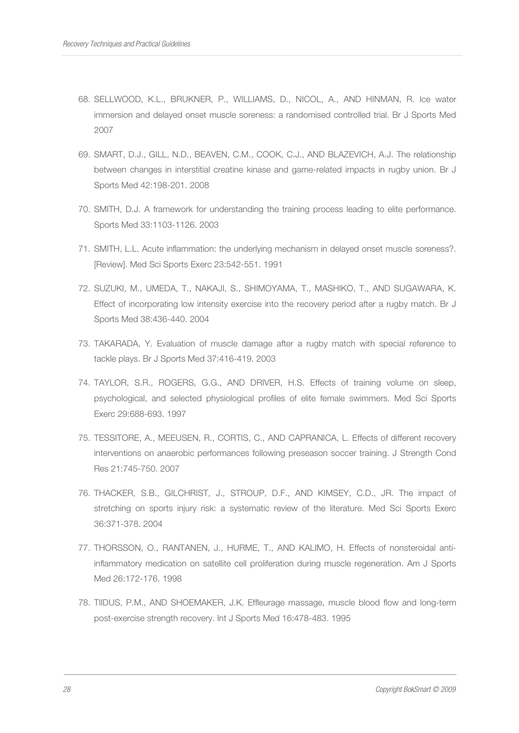68. SELLWOOD, K.L., BRUKNER, P., WILLIAMS, D., NICOL, A., AND HINMAN, R. Ice water immersion and delayed onset muscle soreness: a randomised controlled trial. Br J Sports Med 2007

69. SMART, D.J., GILL, N.D., BEAVEN, C.M., COOK, C.J., AND BLAZEVICH, A.J. The relationship between changes in interstitial creatine kinase and game-related impacts in rugby union. Br J Sports Med 42:198-201. 2008

70. SMITH, D.J. A framework for understanding the training process leading to elite performance. Sports Med 33:1103-1126. 2003

71. SMITH, L.L. Acute inflammation: the underlying mechanism in delayed onset muscle soreness?. [Review]. Med Sci Sports Exerc 23:542-551. 1991

72. SUZUKI, M., UMEDA, T., NAKAJI, S., SHIMOYAMA, T., MASHIKO, T., AND SUGAWARA, K. Effect of incorporating low intensity exercise into the recovery period after a rugby match. Br J Sports Med 38:436-440. 2004

73. TAKARADA, Y. Evaluation of muscle damage after a rugby match with special reference to tackle plays. Br J Sports Med 37:416-419. 2003

74. TAYLOR, S.R., ROGERS, G.G., AND DRIVER, H.S. Effects of training volume on sleep, psychological, and selected physiological profiles of elite female swimmers. Med Sci Sports Exerc 29:688-693. 1997

75. TESSITORE, A., MEEUSEN, R., CORTIS, C., AND CAPRANICA, L. Effects of different recovery interventions on anaerobic performances following preseason soccer training. J Strength Cond Res 21:745-750. 2007

76. THACKER, S.B., GILCHRIST, J., STROUP, D.F., AND KIMSEY, C.D., JR. The impact of stretching on sports injury risk: a systematic review of the literature. Med Sci Sports Exerc 36:371-378. 2004

77. THORSSON, O., RANTANEN, J., HURME, T., AND KALIMO, H. Effects of nonsteroidal anti-inflammatory medication on satellite cell proliferation during muscle regeneration. Am J Sports Med 26:172-176. 1998

78. TIIDUS, P.M., AND SHOEMAKER, J.K. Effleurage massage, muscle blood flow and long-term post-exercise strength recovery. Int J Sports Med 16:478-483. 1995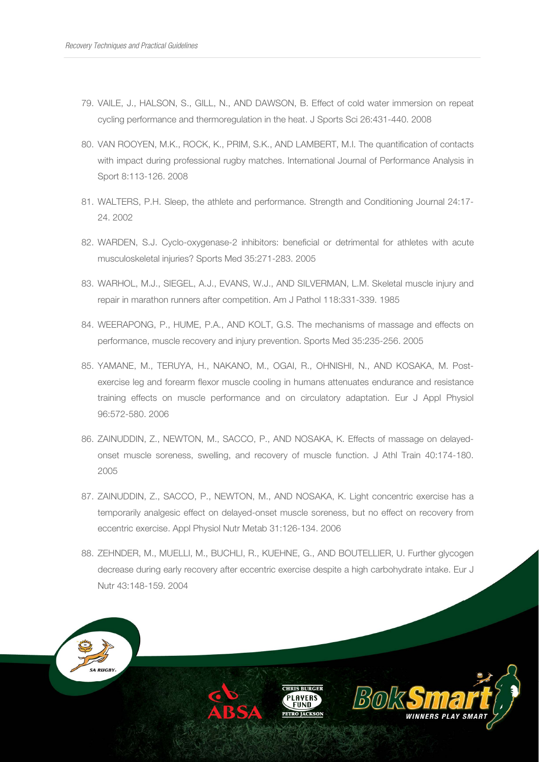79. VAILE, J., HALSON, S., GILL, N., AND DAWSON, B. Effect of cold water immersion on repeat cycling performance and thermoregulation in the heat. J Sports Sci 26:431-440. 2008

80. VAN ROOYEN, M.K., ROCK, K., PRIM, S.K., AND LAMBERT, M.I. The quantification of contacts with impact during professional rugby matches. International Journal of Performance Analysis in Sport 8:113-126. 2008

81. WALTERS, P.H. Sleep, the athlete and performance. Strength and Conditioning Journal 24:17-24. 2002

82. WARDEN, S.J. Cyclo-oxygenase-2 inhibitors: beneficial or detrimental for athletes with acute musculoskeletal injuries? Sports Med 35:271-283. 2005

83. WARHOL, M.J., SIEGEL, A.J., EVANS, W.J., AND SILVERMAN, L.M. Skeletal muscle injury and repair in marathon runners after competition. Am J Pathol 118:331-339. 1985

84. WEERAPONG, P., HUME, P.A., AND KOLT, G.S. The mechanisms of massage and effects on performance, muscle recovery and injury prevention. Sports Med 35:235-256. 2005

85. YAMANE, M., TERUYA, H., NAKANO, M., OGAI, R., OHNISHI, N., AND KOSAKA, M. Post-exercise leg and forearm flexor muscle cooling in humans attenuates endurance and resistance training effects on muscle performance and on circulatory adaptation. Eur J Appl Physiol 96:572-580. 2006

86. ZAINUDDIN, Z., NEWTON, M., SACCO, P., AND NOSAKA, K. Effects of massage on delayed-onset muscle soreness, swelling, and recovery of muscle function. J Athl Train 40:174-180. 2005

87. ZAINUDDIN, Z., SACCO, P., NEWTON, M., AND NOSAKA, K. Light concentric exercise has a temporarily analgesic effect on delayed-onset muscle soreness, but no effect on recovery from eccentric exercise. Appl Physiol Nutr Metab 31:126-134. 2006

88. ZEHNDER, M., MUELLI, M., BUCHLI, R., KUEHNE, G., AND BOUTELLIER, U. Further glycogen decrease during early recovery after eccentric exercise despite a high carbohydrate intake. Eur J Nutr 43:148-159. 2004